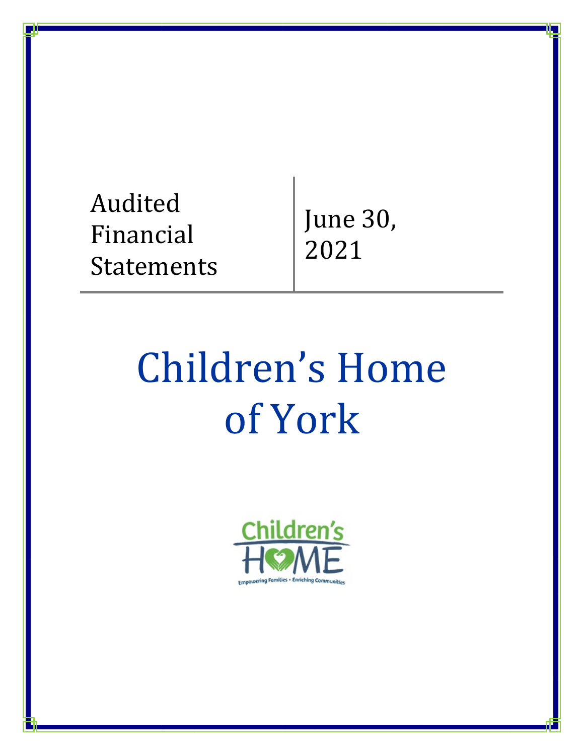Audited Financial Statements

June 30, 2021

# Children's Home of York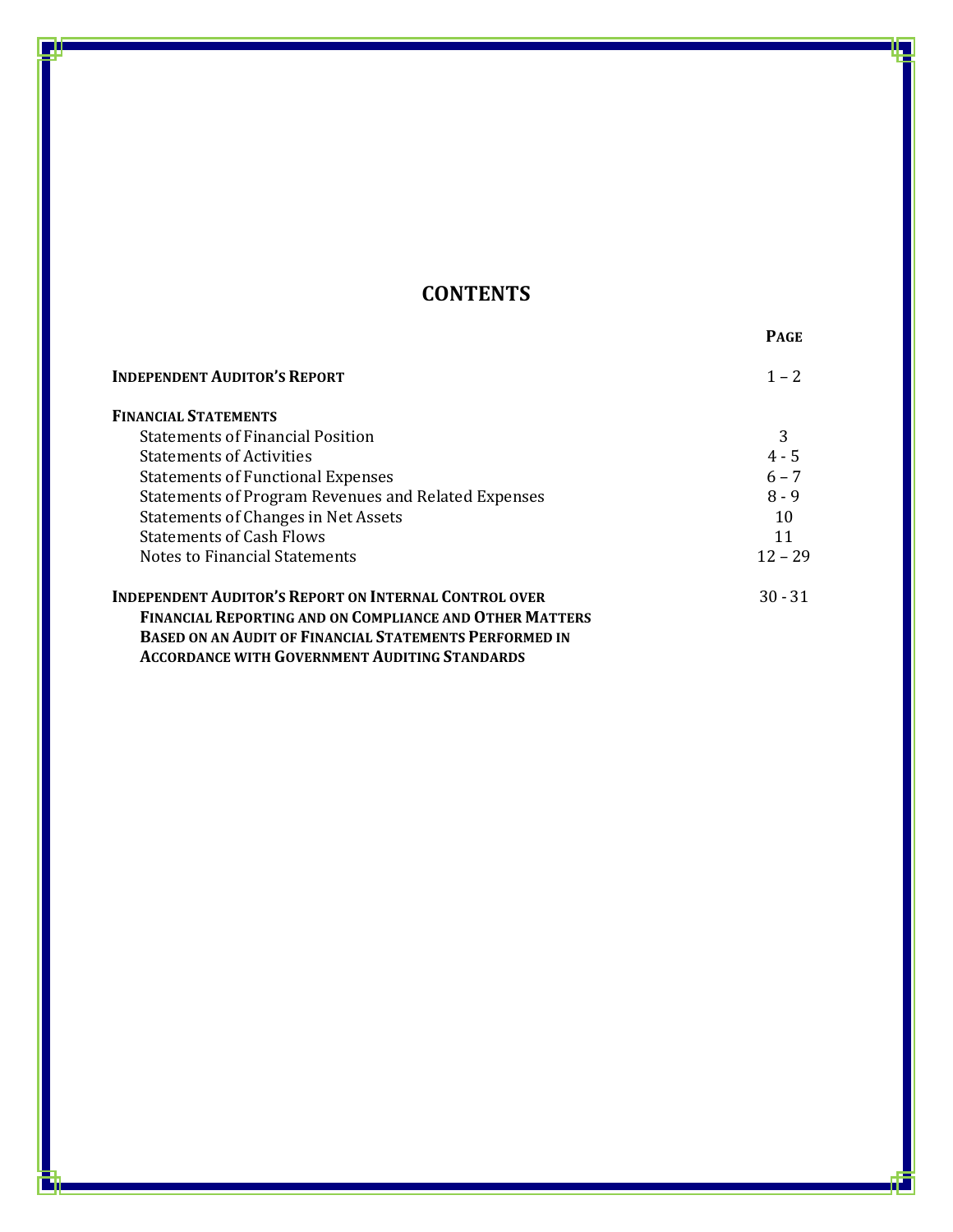# CONTENTS

| | PAGE |
|---|---|
| **INDEPENDENT AUDITOR'S REPORT** | 1 – 2 |
| **FINANCIAL STATEMENTS** | |
| Statements of Financial Position | 3 |
| Statements of Activities | 4 - 5 |
| Statements of Functional Expenses | 6 – 7 |
| Statements of Program Revenues and Related Expenses | 8 - 9 |
| Statements of Changes in Net Assets | 10 |
| Statements of Cash Flows | 11 |
| Notes to Financial Statements | 12 – 29 |
| **INDEPENDENT AUDITOR'S REPORT ON INTERNAL CONTROL OVER FINANCIAL REPORTING AND ON COMPLIANCE AND OTHER MATTERS BASED ON AN AUDIT OF FINANCIAL STATEMENTS PERFORMED IN ACCORDANCE WITH GOVERNMENT AUDITING STANDARDS** | 30 - 31 |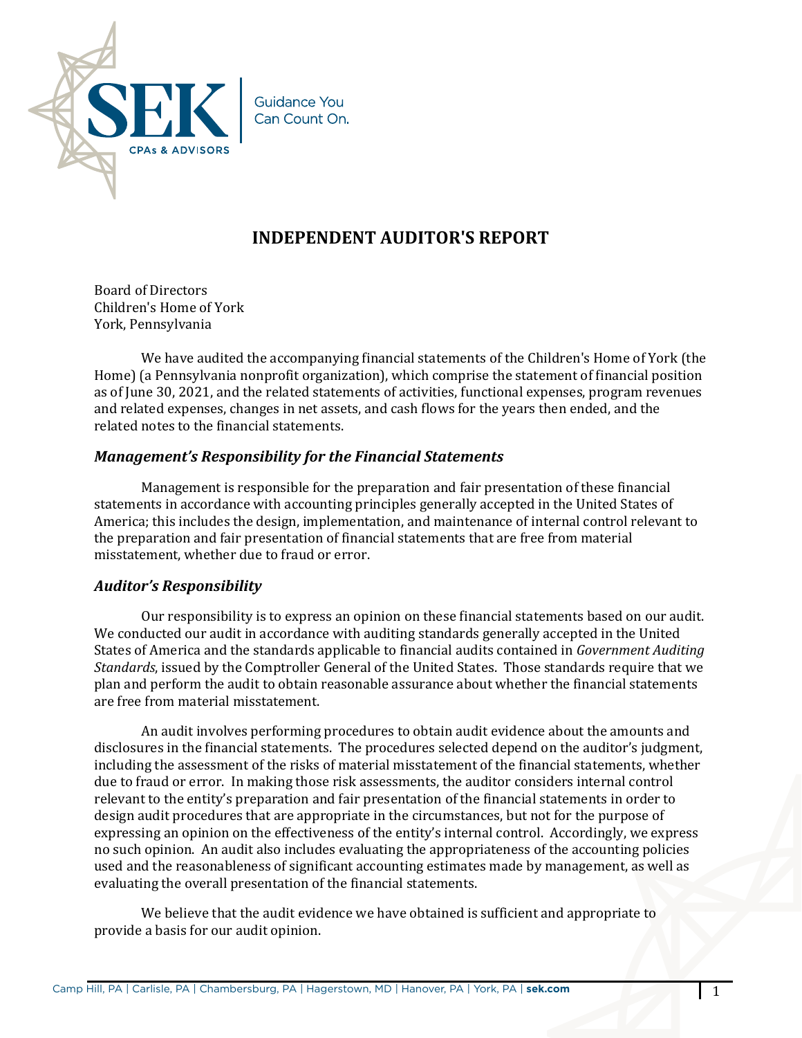# INDEPENDENT AUDITOR'S REPORT

Board of Directors
Children's Home of York
York, Pennsylvania

We have audited the accompanying financial statements of the Children's Home of York (the Home) (a Pennsylvania nonprofit organization), which comprise the statement of financial position as of June 30, 2021, and the related statements of activities, functional expenses, program revenues and related expenses, changes in net assets, and cash flows for the years then ended, and the related notes to the financial statements.

## *Management's Responsibility for the Financial Statements*

Management is responsible for the preparation and fair presentation of these financial statements in accordance with accounting principles generally accepted in the United States of America; this includes the design, implementation, and maintenance of internal control relevant to the preparation and fair presentation of financial statements that are free from material misstatement, whether due to fraud or error.

## *Auditor's Responsibility*

Our responsibility is to express an opinion on these financial statements based on our audit. We conducted our audit in accordance with auditing standards generally accepted in the United States of America and the standards applicable to financial audits contained in *Government Auditing Standards*, issued by the Comptroller General of the United States. Those standards require that we plan and perform the audit to obtain reasonable assurance about whether the financial statements are free from material misstatement.

An audit involves performing procedures to obtain audit evidence about the amounts and disclosures in the financial statements. The procedures selected depend on the auditor's judgment, including the assessment of the risks of material misstatement of the financial statements, whether due to fraud or error. In making those risk assessments, the auditor considers internal control relevant to the entity's preparation and fair presentation of the financial statements in order to design audit procedures that are appropriate in the circumstances, but not for the purpose of expressing an opinion on the effectiveness of the entity's internal control. Accordingly, we express no such opinion. An audit also includes evaluating the appropriateness of the accounting policies used and the reasonableness of significant accounting estimates made by management, as well as evaluating the overall presentation of the financial statements.

We believe that the audit evidence we have obtained is sufficient and appropriate to provide a basis for our audit opinion.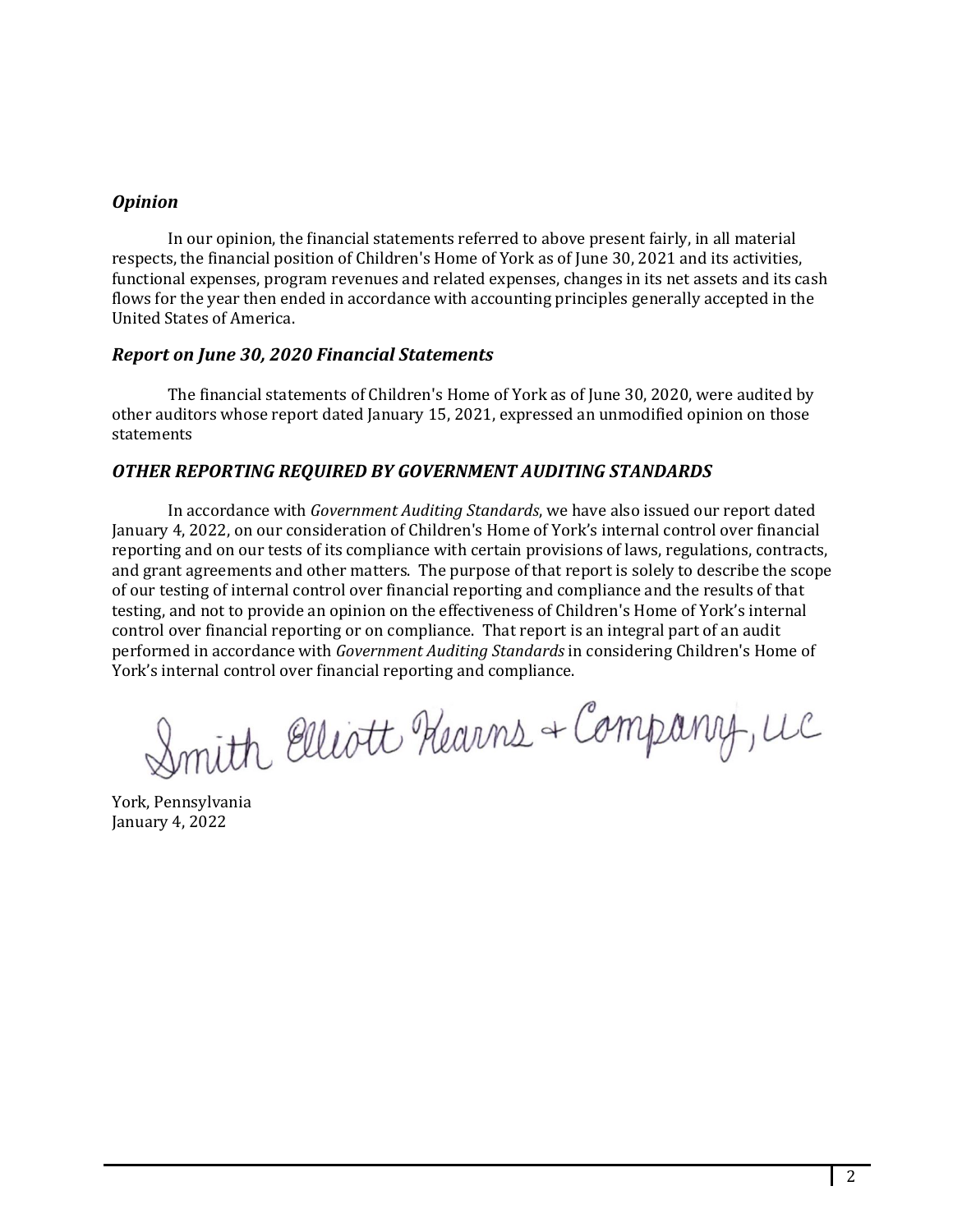### *Opinion*

In our opinion, the financial statements referred to above present fairly, in all material respects, the financial position of Children's Home of York as of June 30, 2021 and its activities, functional expenses, program revenues and related expenses, changes in its net assets and its cash flows for the year then ended in accordance with accounting principles generally accepted in the United States of America.

### *Report on June 30, 2020 Financial Statements*

The financial statements of Children's Home of York as of June 30, 2020, were audited by other auditors whose report dated January 15, 2021, expressed an unmodified opinion on those statements

### *OTHER REPORTING REQUIRED BY GOVERNMENT AUDITING STANDARDS*

In accordance with *Government Auditing Standards*, we have also issued our report dated January 4, 2022, on our consideration of Children's Home of York's internal control over financial reporting and on our tests of its compliance with certain provisions of laws, regulations, contracts, and grant agreements and other matters. The purpose of that report is solely to describe the scope of our testing of internal control over financial reporting and compliance and the results of that testing, and not to provide an opinion on the effectiveness of Children's Home of York's internal control over financial reporting or on compliance. That report is an integral part of an audit performed in accordance with *Government Auditing Standards* in considering Children's Home of York's internal control over financial reporting and compliance.

Smith Elliott Kearns & Company, LLC

York, Pennsylvania
January 4, 2022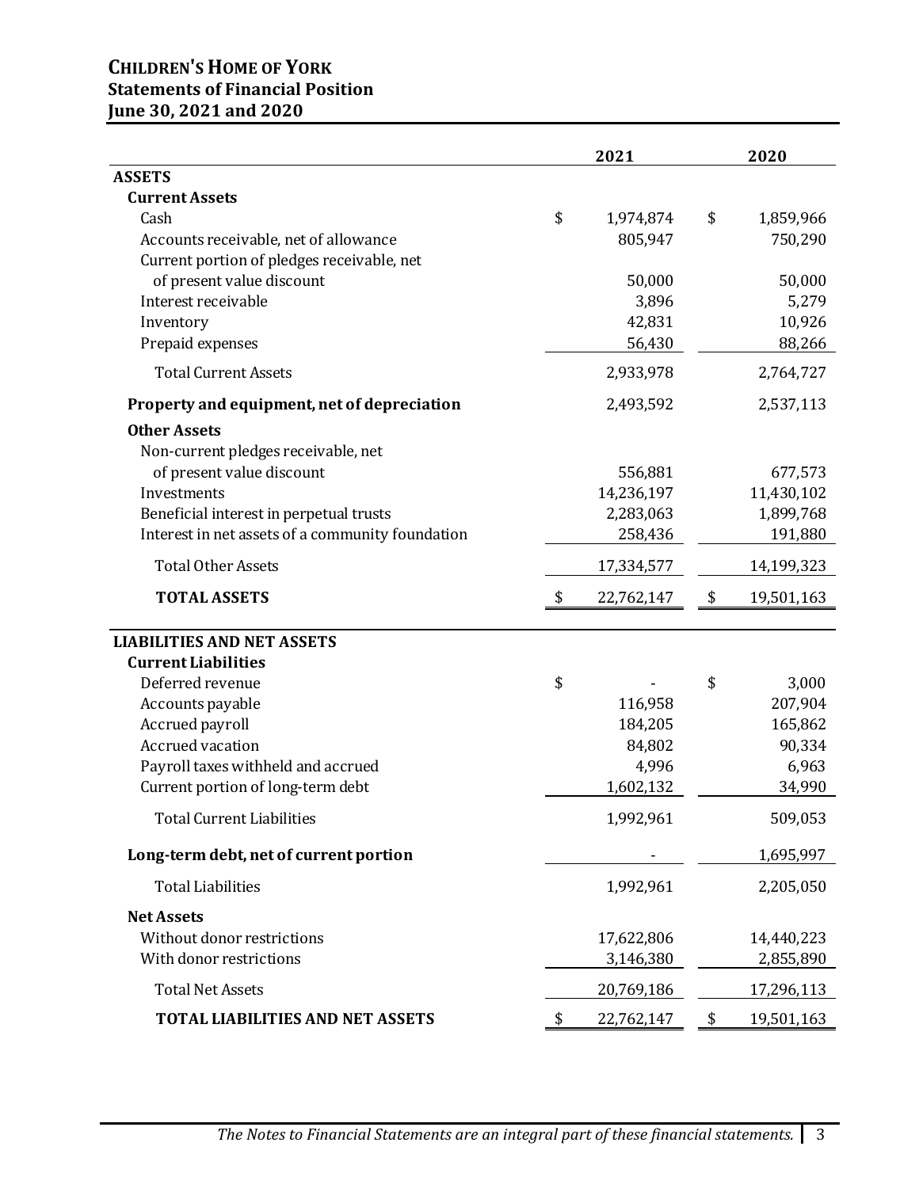**CHILDREN'S HOME OF YORK**
**Statements of Financial Position**
**June 30, 2021 and 2020**

| | 2021 | 2020 |
|---|---|---|
| **ASSETS** | | |
| **Current Assets** | | |
| Cash | $ 1,974,874 | $ 1,859,966 |
| Accounts receivable, net of allowance | 805,947 | 750,290 |
| Current portion of pledges receivable, net of present value discount | 50,000 | 50,000 |
| Interest receivable | 3,896 | 5,279 |
| Inventory | 42,831 | 10,926 |
| Prepaid expenses | 56,430 | 88,266 |
| Total Current Assets | 2,933,978 | 2,764,727 |
| **Property and equipment, net of depreciation** | 2,493,592 | 2,537,113 |
| **Other Assets** | | |
| Non-current pledges receivable, net of present value discount | 556,881 | 677,573 |
| Investments | 14,236,197 | 11,430,102 |
| Beneficial interest in perpetual trusts | 2,283,063 | 1,899,768 |
| Interest in net assets of a community foundation | 258,436 | 191,880 |
| Total Other Assets | 17,334,577 | 14,199,323 |
| **TOTAL ASSETS** | $ 22,762,147 | $ 19,501,163 |
| **LIABILITIES AND NET ASSETS** | | |
| **Current Liabilities** | | |
| Deferred revenue | $ - | $ 3,000 |
| Accounts payable | 116,958 | 207,904 |
| Accrued payroll | 184,205 | 165,862 |
| Accrued vacation | 84,802 | 90,334 |
| Payroll taxes withheld and accrued | 4,996 | 6,963 |
| Current portion of long-term debt | 1,602,132 | 34,990 |
| Total Current Liabilities | 1,992,961 | 509,053 |
| **Long-term debt, net of current portion** | - | 1,695,997 |
| Total Liabilities | 1,992,961 | 2,205,050 |
| **Net Assets** | | |
| Without donor restrictions | 17,622,806 | 14,440,223 |
| With donor restrictions | 3,146,380 | 2,855,890 |
| Total Net Assets | 20,769,186 | 17,296,113 |
| **TOTAL LIABILITIES AND NET ASSETS** | $ 22,762,147 | $ 19,501,163 |

*The Notes to Financial Statements are an integral part of these financial statements.*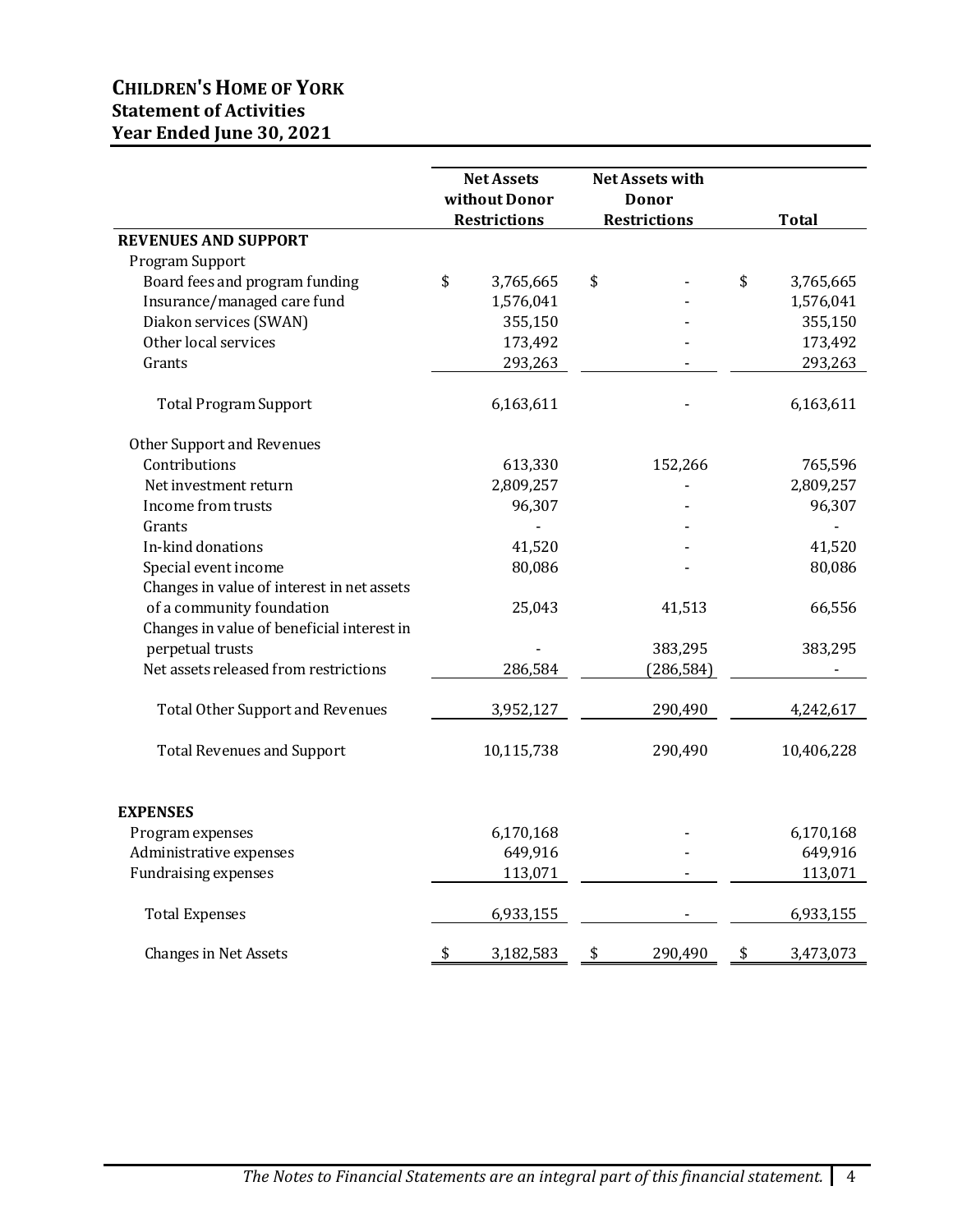# CHILDREN'S HOME OF YORK
## Statement of Activities
## Year Ended June 30, 2021

| | Net Assets without Donor Restrictions | Net Assets with Donor Restrictions | Total |
|---|---|---|---|
| **REVENUES AND SUPPORT** | | | |
| Program Support | | | |
| Board fees and program funding | $ 3,765,665 | $ - | $ 3,765,665 |
| Insurance/managed care fund | 1,576,041 | - | 1,576,041 |
| Diakon services (SWAN) | 355,150 | - | 355,150 |
| Other local services | 173,492 | - | 173,492 |
| Grants | 293,263 | - | 293,263 |
| Total Program Support | 6,163,611 | - | 6,163,611 |
| Other Support and Revenues | | | |
| Contributions | 613,330 | 152,266 | 765,596 |
| Net investment return | 2,809,257 | - | 2,809,257 |
| Income from trusts | 96,307 | - | 96,307 |
| Grants | - | - | - |
| In-kind donations | 41,520 | - | 41,520 |
| Special event income | 80,086 | - | 80,086 |
| Changes in value of interest in net assets of a community foundation | 25,043 | 41,513 | 66,556 |
| Changes in value of beneficial interest in perpetual trusts | - | 383,295 | 383,295 |
| Net assets released from restrictions | 286,584 | (286,584) | - |
| Total Other Support and Revenues | 3,952,127 | 290,490 | 4,242,617 |
| Total Revenues and Support | 10,115,738 | 290,490 | 10,406,228 |
| **EXPENSES** | | | |
| Program expenses | 6,170,168 | - | 6,170,168 |
| Administrative expenses | 649,916 | - | 649,916 |
| Fundraising expenses | 113,071 | - | 113,071 |
| Total Expenses | 6,933,155 | - | 6,933,155 |
| Changes in Net Assets | $ 3,182,583 | $ 290,490 | $ 3,473,073 |

*The Notes to Financial Statements are an integral part of this financial statement.*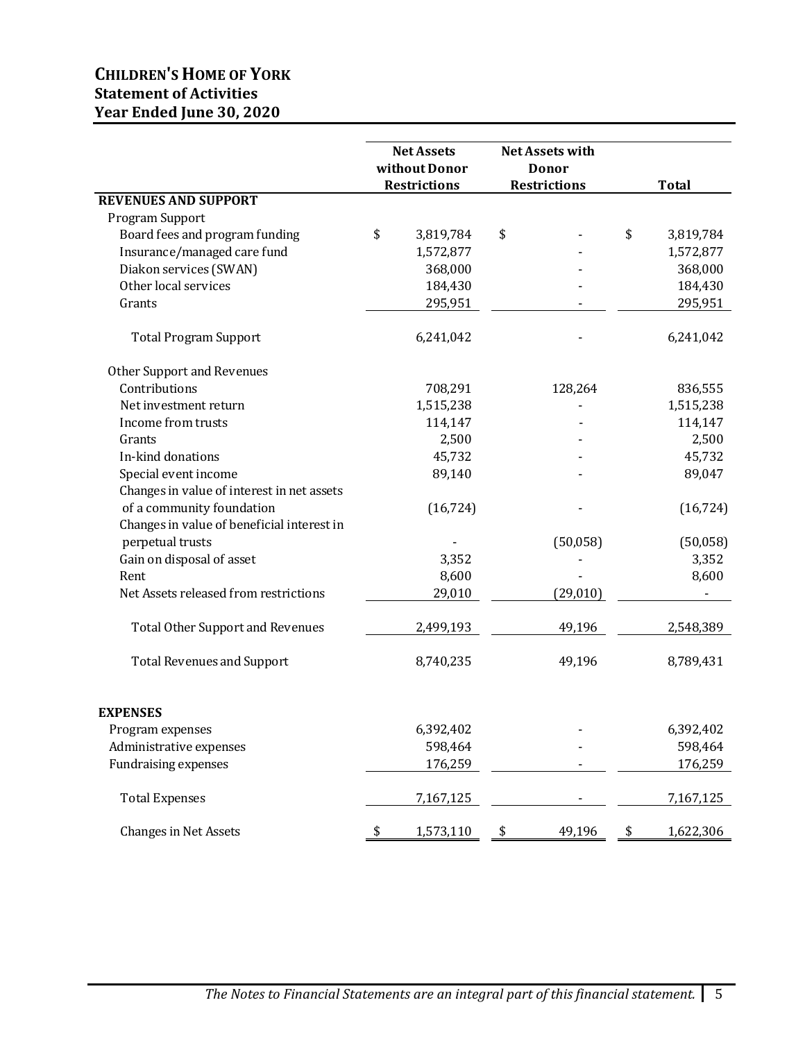# CHILDREN'S HOME OF YORK
## Statement of Activities
## Year Ended June 30, 2020

| | Net Assets without Donor Restrictions | Net Assets with Donor Restrictions | Total |
|---|---|---|---|
| **REVENUES AND SUPPORT** | | | |
| Program Support | | | |
| Board fees and program funding | $ 3,819,784 | $ - | $ 3,819,784 |
| Insurance/managed care fund | 1,572,877 | - | 1,572,877 |
| Diakon services (SWAN) | 368,000 | - | 368,000 |
| Other local services | 184,430 | - | 184,430 |
| Grants | 295,951 | - | 295,951 |
| Total Program Support | 6,241,042 | - | 6,241,042 |
| Other Support and Revenues | | | |
| Contributions | 708,291 | 128,264 | 836,555 |
| Net investment return | 1,515,238 | - | 1,515,238 |
| Income from trusts | 114,147 | - | 114,147 |
| Grants | 2,500 | - | 2,500 |
| In-kind donations | 45,732 | - | 45,732 |
| Special event income | 89,140 | - | 89,047 |
| Changes in value of interest in net assets of a community foundation | (16,724) | - | (16,724) |
| Changes in value of beneficial interest in perpetual trusts | - | (50,058) | (50,058) |
| Gain on disposal of asset | 3,352 | - | 3,352 |
| Rent | 8,600 | - | 8,600 |
| Net Assets released from restrictions | 29,010 | (29,010) | - |
| Total Other Support and Revenues | 2,499,193 | 49,196 | 2,548,389 |
| Total Revenues and Support | 8,740,235 | 49,196 | 8,789,431 |
| **EXPENSES** | | | |
| Program expenses | 6,392,402 | - | 6,392,402 |
| Administrative expenses | 598,464 | - | 598,464 |
| Fundraising expenses | 176,259 | - | 176,259 |
| Total Expenses | 7,167,125 | - | 7,167,125 |
| Changes in Net Assets | $ 1,573,110 | $ 49,196 | $ 1,622,306 |

*The Notes to Financial Statements are an integral part of this financial statement.*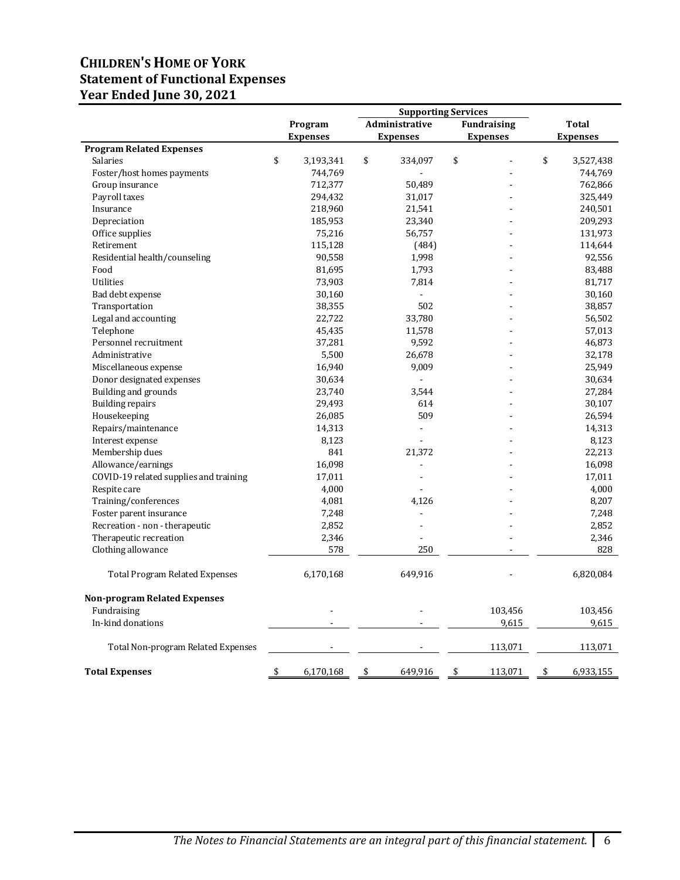# CHILDREN'S HOME OF YORK
## Statement of Functional Expenses
## Year Ended June 30, 2021

| | Program Expenses | Supporting Services: Administrative Expenses | Supporting Services: Fundraising Expenses | Total Expenses |
|---|---|---|---|---|
| **Program Related Expenses** | | | | |
| Salaries | $ 3,193,341 | $ 334,097 | $ - | $ 3,527,438 |
| Foster/host homes payments | 744,769 | - | - | 744,769 |
| Group insurance | 712,377 | 50,489 | - | 762,866 |
| Payroll taxes | 294,432 | 31,017 | - | 325,449 |
| Insurance | 218,960 | 21,541 | - | 240,501 |
| Depreciation | 185,953 | 23,340 | - | 209,293 |
| Office supplies | 75,216 | 56,757 | - | 131,973 |
| Retirement | 115,128 | (484) | - | 114,644 |
| Residential health/counseling | 90,558 | 1,998 | - | 92,556 |
| Food | 81,695 | 1,793 | - | 83,488 |
| Utilities | 73,903 | 7,814 | - | 81,717 |
| Bad debt expense | 30,160 | - | - | 30,160 |
| Transportation | 38,355 | 502 | - | 38,857 |
| Legal and accounting | 22,722 | 33,780 | - | 56,502 |
| Telephone | 45,435 | 11,578 | - | 57,013 |
| Personnel recruitment | 37,281 | 9,592 | - | 46,873 |
| Administrative | 5,500 | 26,678 | - | 32,178 |
| Miscellaneous expense | 16,940 | 9,009 | - | 25,949 |
| Donor designated expenses | 30,634 | - | - | 30,634 |
| Building and grounds | 23,740 | 3,544 | - | 27,284 |
| Building repairs | 29,493 | 614 | - | 30,107 |
| Housekeeping | 26,085 | 509 | - | 26,594 |
| Repairs/maintenance | 14,313 | - | - | 14,313 |
| Interest expense | 8,123 | - | - | 8,123 |
| Membership dues | 841 | 21,372 | - | 22,213 |
| Allowance/earnings | 16,098 | - | - | 16,098 |
| COVID-19 related supplies and training | 17,011 | - | - | 17,011 |
| Respite care | 4,000 | - | - | 4,000 |
| Training/conferences | 4,081 | 4,126 | - | 8,207 |
| Foster parent insurance | 7,248 | - | - | 7,248 |
| Recreation - non - therapeutic | 2,852 | - | - | 2,852 |
| Therapeutic recreation | 2,346 | - | - | 2,346 |
| Clothing allowance | 578 | 250 | - | 828 |
| Total Program Related Expenses | 6,170,168 | 649,916 | - | 6,820,084 |
| **Non-program Related Expenses** | | | | |
| Fundraising | - | - | 103,456 | 103,456 |
| In-kind donations | - | - | 9,615 | 9,615 |
| Total Non-program Related Expenses | - | - | 113,071 | 113,071 |
| **Total Expenses** | $ 6,170,168 | $ 649,916 | $ 113,071 | $ 6,933,155 |

*The Notes to Financial Statements are an integral part of this financial statement.*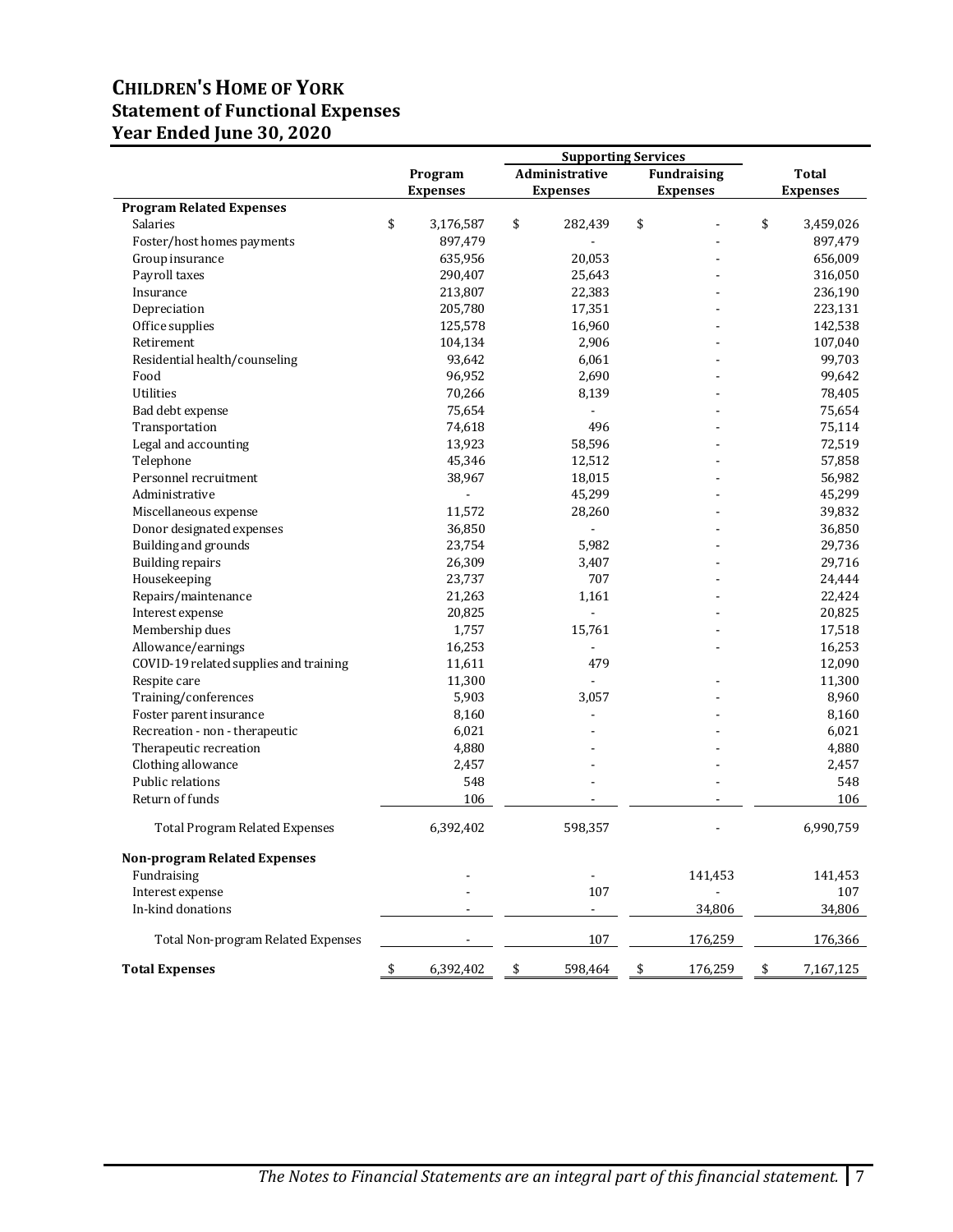# CHILDREN'S HOME OF YORK
## Statement of Functional Expenses
## Year Ended June 30, 2020

| | Program Expenses | Supporting Services | | Total Expenses |
|---|---|---|---|---|
| | | Administrative Expenses | Fundraising Expenses | |
| **Program Related Expenses** | | | | |
| Salaries | $ 3,176,587 | $ 282,439 | $ - | $ 3,459,026 |
| Foster/host homes payments | 897,479 | - | - | 897,479 |
| Group insurance | 635,956 | 20,053 | - | 656,009 |
| Payroll taxes | 290,407 | 25,643 | - | 316,050 |
| Insurance | 213,807 | 22,383 | - | 236,190 |
| Depreciation | 205,780 | 17,351 | - | 223,131 |
| Office supplies | 125,578 | 16,960 | - | 142,538 |
| Retirement | 104,134 | 2,906 | - | 107,040 |
| Residential health/counseling | 93,642 | 6,061 | - | 99,703 |
| Food | 96,952 | 2,690 | - | 99,642 |
| Utilities | 70,266 | 8,139 | - | 78,405 |
| Bad debt expense | 75,654 | - | - | 75,654 |
| Transportation | 74,618 | 496 | - | 75,114 |
| Legal and accounting | 13,923 | 58,596 | - | 72,519 |
| Telephone | 45,346 | 12,512 | - | 57,858 |
| Personnel recruitment | 38,967 | 18,015 | - | 56,982 |
| Administrative | - | 45,299 | - | 45,299 |
| Miscellaneous expense | 11,572 | 28,260 | - | 39,832 |
| Donor designated expenses | 36,850 | - | - | 36,850 |
| Building and grounds | 23,754 | 5,982 | - | 29,736 |
| Building repairs | 26,309 | 3,407 | - | 29,716 |
| Housekeeping | 23,737 | 707 | - | 24,444 |
| Repairs/maintenance | 21,263 | 1,161 | - | 22,424 |
| Interest expense | 20,825 | - | - | 20,825 |
| Membership dues | 1,757 | 15,761 | - | 17,518 |
| Allowance/earnings | 16,253 | - | - | 16,253 |
| COVID-19 related supplies and training | 11,611 | 479 | | 12,090 |
| Respite care | 11,300 | - | - | 11,300 |
| Training/conferences | 5,903 | 3,057 | - | 8,960 |
| Foster parent insurance | 8,160 | - | - | 8,160 |
| Recreation - non - therapeutic | 6,021 | - | - | 6,021 |
| Therapeutic recreation | 4,880 | - | - | 4,880 |
| Clothing allowance | 2,457 | - | - | 2,457 |
| Public relations | 548 | - | - | 548 |
| Return of funds | 106 | - | - | 106 |
| Total Program Related Expenses | 6,392,402 | 598,357 | - | 6,990,759 |
| **Non-program Related Expenses** | | | | |
| Fundraising | - | - | 141,453 | 141,453 |
| Interest expense | - | 107 | - | 107 |
| In-kind donations | - | - | 34,806 | 34,806 |
| Total Non-program Related Expenses | - | 107 | 176,259 | 176,366 |
| **Total Expenses** | $ 6,392,402 | $ 598,464 | $ 176,259 | $ 7,167,125 |

*The Notes to Financial Statements are an integral part of this financial statement.*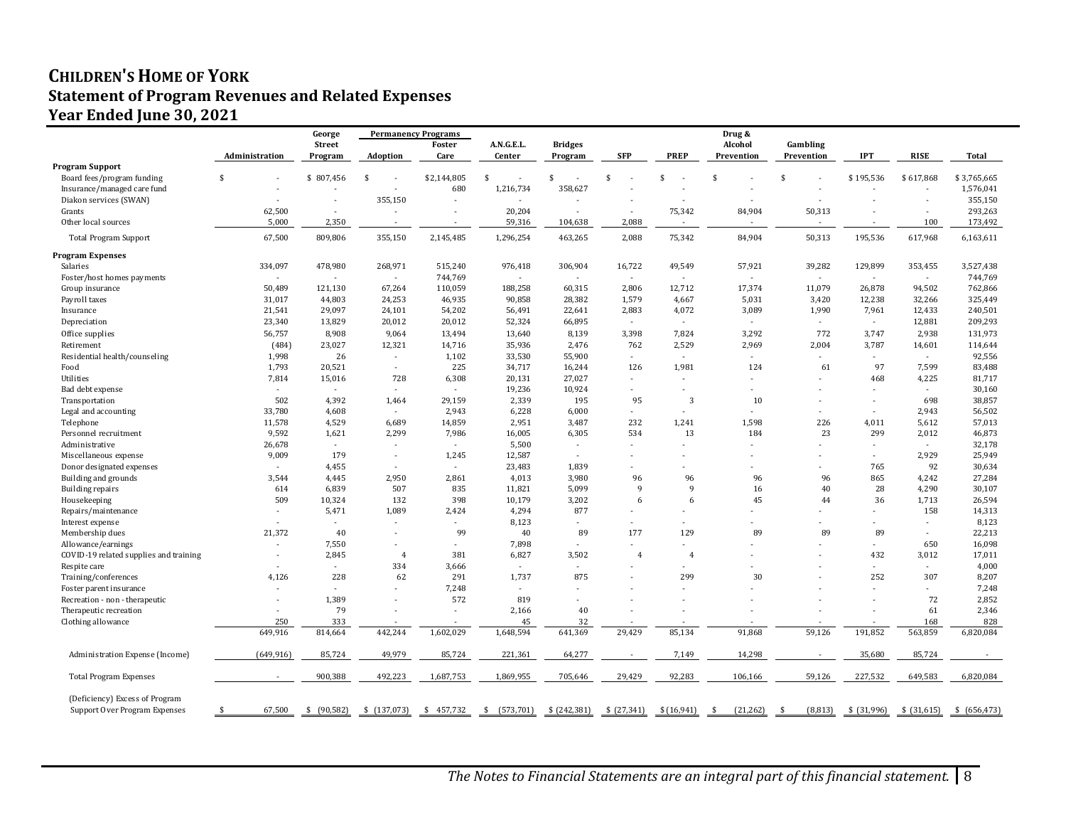# CHILDREN'S HOME OF YORK

## Statement of Program Revenues and Related Expenses

## Year Ended June 30, 2021

| | Administration | George Street Program | Permanency Programs Adoption | Permanency Programs Foster Care | A.N.G.E.L. Center | Bridges Program | SFP | PREP | Drug & Alcohol Prevention | Gambling Prevention | IPT | RISE | Total |
|---|---|---|---|---|---|---|---|---|---|---|---|---|---|
| **Program Support** | | | | | | | | | | | | | |
| Board fees/program funding | $ - | $ 807,456 | $ - | $2,144,805 | $ - | $ - | $ - | $ - | $ - | $ - | $ 195,536 | $ 617,868 | $ 3,765,665 |
| Insurance/managed care fund | - | - | - | 680 | 1,216,734 | 358,627 | - | - | - | - | - | - | 1,576,041 |
| Diakon services (SWAN) | - | - | 355,150 | - | - | - | - | - | - | - | - | - | 355,150 |
| Grants | 62,500 | - | - | - | 20,204 | - | - | 75,342 | 84,904 | 50,313 | - | - | 293,263 |
| Other local sources | 5,000 | 2,350 | - | - | 59,316 | 104,638 | 2,088 | - | - | - | - | 100 | 173,492 |
| Total Program Support | 67,500 | 809,806 | 355,150 | 2,145,485 | 1,296,254 | 463,265 | 2,088 | 75,342 | 84,904 | 50,313 | 195,536 | 617,968 | 6,163,611 |
| **Program Expenses** | | | | | | | | | | | | | |
| Salaries | 334,097 | 478,980 | 268,971 | 515,240 | 976,418 | 306,904 | 16,722 | 49,549 | 57,921 | 39,282 | 129,899 | 353,455 | 3,527,438 |
| Foster/host homes payments | - | - | - | 744,769 | - | - | - | - | - | - | - | - | 744,769 |
| Group insurance | 50,489 | 121,130 | 67,264 | 110,059 | 188,258 | 60,315 | 2,806 | 12,712 | 17,374 | 11,079 | 26,878 | 94,502 | 762,866 |
| Payroll taxes | 31,017 | 44,803 | 24,253 | 46,935 | 90,858 | 28,382 | 1,579 | 4,667 | 5,031 | 3,420 | 12,238 | 32,266 | 325,449 |
| Insurance | 21,541 | 29,097 | 24,101 | 54,202 | 56,491 | 22,641 | 2,883 | 4,072 | 3,089 | 1,990 | 7,961 | 12,433 | 240,501 |
| Depreciation | 23,340 | 13,829 | 20,012 | 20,012 | 52,324 | 66,895 | - | - | - | - | - | 12,881 | 209,293 |
| Office supplies | 56,757 | 8,908 | 9,064 | 13,494 | 13,640 | 8,139 | 3,398 | 7,824 | 3,292 | 772 | 3,747 | 2,938 | 131,973 |
| Retirement | (484) | 23,027 | 12,321 | 14,716 | 35,936 | 2,476 | 762 | 2,529 | 2,969 | 2,004 | 3,787 | 14,601 | 114,644 |
| Residential health/counseling | 1,998 | 26 | - | 1,102 | 33,530 | 55,900 | - | - | - | - | - | - | 92,556 |
| Food | 1,793 | 20,521 | - | 225 | 34,717 | 16,244 | 126 | 1,981 | 124 | 61 | 97 | 7,599 | 83,488 |
| Utilities | 7,814 | 15,016 | 728 | 6,308 | 20,131 | 27,027 | - | - | - | - | 468 | 4,225 | 81,717 |
| Bad debt expense | - | - | - | - | 19,236 | 10,924 | - | - | - | - | - | - | 30,160 |
| Transportation | 502 | 4,392 | 1,464 | 29,159 | 2,339 | 195 | 95 | 3 | 10 | - | - | 698 | 38,857 |
| Legal and accounting | 33,780 | 4,608 | - | 2,943 | 6,228 | 6,000 | - | - | - | - | - | 2,943 | 56,502 |
| Telephone | 11,578 | 4,529 | 6,689 | 14,859 | 2,951 | 3,487 | 232 | 1,241 | 1,598 | 226 | 4,011 | 5,612 | 57,013 |
| Personnel recruitment | 9,592 | 1,621 | 2,299 | 7,986 | 16,005 | 6,305 | 534 | 13 | 184 | 23 | 299 | 2,012 | 46,873 |
| Administrative | 26,678 | - | - | - | 5,500 | - | - | - | - | - | - | - | 32,178 |
| Miscellaneous expense | 9,009 | 179 | - | 1,245 | 12,587 | - | - | - | - | - | - | 2,929 | 25,949 |
| Donor designated expenses | - | 4,455 | - | - | 23,483 | 1,839 | - | - | - | - | 765 | 92 | 30,634 |
| Building and grounds | 3,544 | 4,445 | 2,950 | 2,861 | 4,013 | 3,980 | 96 | 96 | 96 | 96 | 865 | 4,242 | 27,284 |
| Building repairs | 614 | 6,839 | 507 | 835 | 11,821 | 5,099 | 9 | 9 | 16 | 40 | 28 | 4,290 | 30,107 |
| Housekeeping | 509 | 10,324 | 132 | 398 | 10,179 | 3,202 | 6 | 6 | 45 | 44 | 36 | 1,713 | 26,594 |
| Repairs/maintenance | - | 5,471 | 1,089 | 2,424 | 4,294 | 877 | - | - | - | - | - | 158 | 14,313 |
| Interest expense | - | - | - | - | 8,123 | - | - | - | - | - | - | - | 8,123 |
| Membership dues | 21,372 | 40 | - | 99 | 40 | 89 | 177 | 129 | 89 | 89 | 89 | - | 22,213 |
| Allowance/earnings | - | 7,550 | - | - | 7,898 | - | - | - | - | - | - | 650 | 16,098 |
| COVID-19 related supplies and training | - | 2,845 | 4 | 381 | 6,827 | 3,502 | 4 | 4 | - | - | 432 | 3,012 | 17,011 |
| Respite care | - | - | 334 | 3,666 | - | - | - | - | - | - | - | - | 4,000 |
| Training/conferences | 4,126 | 228 | 62 | 291 | 1,737 | 875 | - | 299 | 30 | - | 252 | 307 | 8,207 |
| Foster parent insurance | - | - | - | 7,248 | - | - | - | - | - | - | - | - | 7,248 |
| Recreation - non - therapeutic | - | 1,389 | - | 572 | 819 | - | - | - | - | - | - | 72 | 2,852 |
| Therapeutic recreation | - | 79 | - | - | 2,166 | 40 | - | - | - | - | - | 61 | 2,346 |
| Clothing allowance | 250 | 333 | - | - | 45 | 32 | - | - | - | - | - | 168 | 828 |
| | 649,916 | 814,664 | 442,244 | 1,602,029 | 1,648,594 | 641,369 | 29,429 | 85,134 | 91,868 | 59,126 | 191,852 | 563,859 | 6,820,084 |
| Administration Expense (Income) | (649,916) | 85,724 | 49,979 | 85,724 | 221,361 | 64,277 | - | 7,149 | 14,298 | - | 35,680 | 85,724 | - |
| Total Program Expenses | - | 900,388 | 492,223 | 1,687,753 | 1,869,955 | 705,646 | 29,429 | 92,283 | 106,166 | 59,126 | 227,532 | 649,583 | 6,820,084 |
| (Deficiency) Excess of Program Support Over Program Expenses | $ 67,500 | $ (90,582) | $ (137,073) | $ 457,732 | $ (573,701) | $ (242,381) | $ (27,341) | $ (16,941) | $ (21,262) | $ (8,813) | $ (31,996) | $ (31,615) | $ (656,473) |

*The Notes to Financial Statements are an integral part of this financial statement.*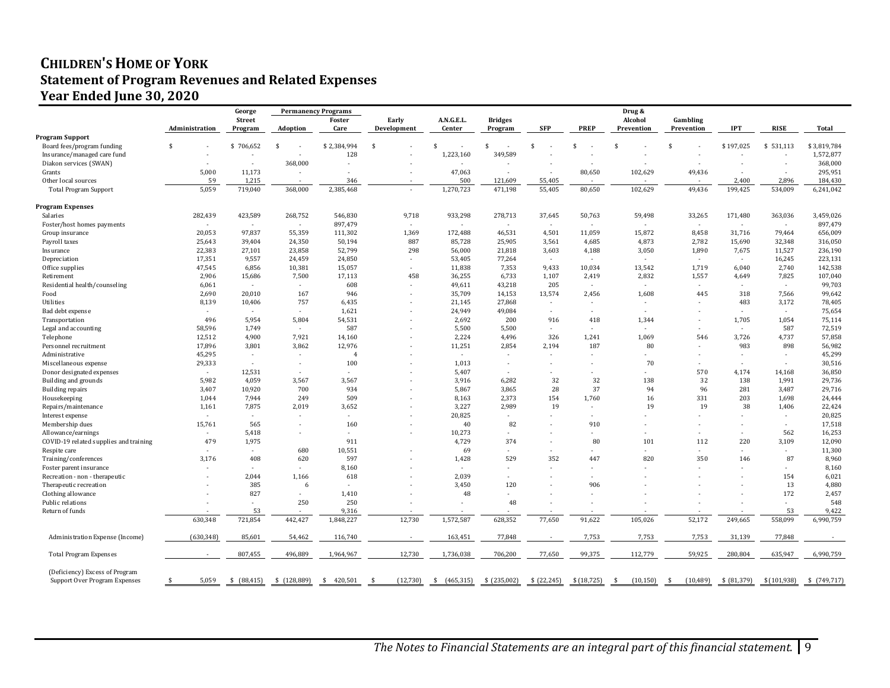# CHILDREN'S HOME OF YORK
## Statement of Program Revenues and Related Expenses
## Year Ended June 30, 2020

| | Administration | George Street Program | Permanency Programs | | Early Development | A.N.G.E.L. Center | Bridges Program | SFP | PREP | Drug & Alcohol Prevention | Gambling Prevention | IPT | RISE | Total |
|---|---|---|---|---|---|---|---|---|---|---|---|---|---|---|
| | | | Adoption | Foster Care | | | | | | | | | | |
| **Program Support** | | | | | | | | | | | | | | |
| Board fees/program funding | $ - | $ 706,652 | $ - | $ 2,384,994 | $ - | $ - | $ - | $ - | $ - | $ - | $ - | $ 197,025 | $ 531,113 | $ 3,819,784 |
| Insurance/managed care fund | - | - | - | 128 | - | 1,223,160 | 349,589 | - | - | - | - | - | - | 1,572,877 |
| Diakon services (SWAN) | - | - | 368,000 | - | - | - | - | - | - | - | - | - | - | 368,000 |
| Grants | 5,000 | 11,173 | - | - | - | 47,063 | - | - | 80,650 | 102,629 | 49,436 | - | - | 295,951 |
| Other local sources | 59 | 1,215 | - | 346 | - | 500 | 121,609 | 55,405 | - | - | - | 2,400 | 2,896 | 184,430 |
| Total Program Support | 5,059 | 719,040 | 368,000 | 2,385,468 | - | 1,270,723 | 471,198 | 55,405 | 80,650 | 102,629 | 49,436 | 199,425 | 534,009 | 6,241,042 |
| **Program Expenses** | | | | | | | | | | | | | | |
| Salaries | 282,439 | 423,589 | 268,752 | 546,830 | 9,718 | 933,298 | 278,713 | 37,645 | 50,763 | 59,498 | 33,265 | 171,480 | 363,036 | 3,459,026 |
| Foster/host homes payments | - | - | - | 897,479 | - | - | - | - | - | - | - | - | - | 897,479 |
| Group insurance | 20,053 | 97,837 | 55,359 | 111,302 | 1,369 | 172,488 | 46,531 | 4,501 | 11,059 | 15,872 | 8,458 | 31,716 | 79,464 | 656,009 |
| Payroll taxes | 25,643 | 39,404 | 24,350 | 50,194 | 887 | 85,728 | 25,905 | 3,561 | 4,685 | 4,873 | 2,782 | 15,690 | 32,348 | 316,050 |
| Insurance | 22,383 | 27,101 | 23,858 | 52,799 | 298 | 56,000 | 21,818 | 3,603 | 4,188 | 3,050 | 1,890 | 7,675 | 11,527 | 236,190 |
| Depreciation | 17,351 | 9,557 | 24,459 | 24,850 | - | 53,405 | 77,264 | - | - | - | - | - | 16,245 | 223,131 |
| Office supplies | 47,545 | 6,856 | 10,381 | 15,057 | - | 11,838 | 7,353 | 9,433 | 10,034 | 13,542 | 1,719 | 6,040 | 2,740 | 142,538 |
| Retirement | 2,906 | 15,686 | 7,500 | 17,113 | 458 | 36,255 | 6,733 | 1,107 | 2,419 | 2,832 | 1,557 | 4,649 | 7,825 | 107,040 |
| Residential health/counseling | 6,061 | - | - | 608 | - | 49,611 | 43,218 | 205 | - | - | - | - | - | 99,703 |
| Food | 2,690 | 20,010 | 167 | 946 | - | 35,709 | 14,153 | 13,574 | 2,456 | 1,608 | 445 | 318 | 7,566 | 99,642 |
| Utilities | 8,139 | 10,406 | 757 | 6,435 | - | 21,145 | 27,868 | - | - | - | - | 483 | 3,172 | 78,405 |
| Bad debt expense | - | - | - | 1,621 | - | 24,949 | 49,084 | - | - | - | - | - | - | 75,654 |
| Transportation | 496 | 5,954 | 5,804 | 54,531 | - | 2,692 | 200 | 916 | 418 | 1,344 | - | 1,705 | 1,054 | 75,114 |
| Legal and accounting | 58,596 | 1,749 | - | 587 | - | 5,500 | 5,500 | - | - | - | - | - | 587 | 72,519 |
| Telephone | 12,512 | 4,900 | 7,921 | 14,160 | - | 2,224 | 4,496 | 326 | 1,241 | 1,069 | 546 | 3,726 | 4,737 | 57,858 |
| Personnel recruitment | 17,896 | 3,801 | 3,862 | 12,976 | - | 11,251 | 2,854 | 2,194 | 187 | 80 | - | 983 | 898 | 56,982 |
| Administrative | 45,295 | - | - | 4 | - | - | - | - | - | - | - | - | - | 45,299 |
| Miscellaneous expense | 29,333 | - | - | 100 | - | 1,013 | - | - | - | 70 | - | - | - | 30,516 |
| Donor designated expenses | - | 12,531 | - | - | - | 5,407 | - | - | - | - | 570 | 4,174 | 14,168 | 36,850 |
| Building and grounds | 5,982 | 4,059 | 3,567 | 3,567 | - | 3,916 | 6,282 | 32 | 32 | 138 | 32 | 138 | 1,991 | 29,736 |
| Building repairs | 3,407 | 10,920 | 700 | 934 | - | 5,867 | 3,865 | 28 | 37 | 94 | 96 | 281 | 3,487 | 29,716 |
| Housekeeping | 1,044 | 7,944 | 249 | 509 | - | 8,163 | 2,373 | 154 | 1,760 | 16 | 331 | 203 | 1,698 | 24,444 |
| Repairs/maintenance | 1,161 | 7,875 | 2,019 | 3,652 | - | 3,227 | 2,989 | 19 | - | 19 | 19 | 38 | 1,406 | 22,424 |
| Interest expense | - | - | - | - | - | 20,825 | - | - | - | - | - | - | - | 20,825 |
| Membership dues | 15,761 | 565 | - | 160 | - | 40 | 82 | - | 910 | - | - | - | - | 17,518 |
| Allowance/earnings | - | 5,418 | - | - | - | 10,273 | - | - | - | - | - | - | 562 | 16,253 |
| COVID-19 related supplies and training | 479 | 1,975 | | 911 | | 4,729 | 374 | - | 80 | 101 | 112 | 220 | 3,109 | 12,090 |
| Respite care | - | - | 680 | 10,551 | - | 69 | - | - | - | - | - | - | - | 11,300 |
| Training/conferences | 3,176 | 408 | 620 | 597 | - | 1,428 | 529 | 352 | 447 | 820 | 350 | 146 | 87 | 8,960 |
| Foster parent insurance | - | - | - | 8,160 | - | - | - | - | - | - | - | - | - | 8,160 |
| Recreation - non - therapeutic | - | 2,044 | 1,166 | 618 | - | 2,039 | - | - | - | - | - | - | 154 | 6,021 |
| Therapeutic recreation | - | 385 | 6 | - | - | 3,450 | 120 | - | 906 | - | - | - | 13 | 4,880 |
| Clothing allowance | - | 827 | - | 1,410 | - | 48 | - | - | - | - | - | - | 172 | 2,457 |
| Public relations | - | - | 250 | 250 | - | - | 48 | - | - | - | - | - | - | 548 |
| Return of funds | - | 53 | - | 9,316 | - | - | - | - | - | - | - | - | 53 | 9,422 |
| | 630,348 | 721,854 | 442,427 | 1,848,227 | 12,730 | 1,572,587 | 628,352 | 77,650 | 91,622 | 105,026 | 52,172 | 249,665 | 558,099 | 6,990,759 |
| Administration Expense (Income) | (630,348) | 85,601 | 54,462 | 116,740 | - | 163,451 | 77,848 | - | 7,753 | 7,753 | 7,753 | 31,139 | 77,848 | - |
| Total Program Expenses | - | 807,455 | 496,889 | 1,964,967 | 12,730 | 1,736,038 | 706,200 | 77,650 | 99,375 | 112,779 | 59,925 | 280,804 | 635,947 | 6,990,759 |
| (Deficiency) Excess of Program Support Over Program Expenses | $ 5,059 | $ (88,415) | $ (128,889) | $ 420,501 | $ (12,730) | $ (465,315) | $ (235,002) | $ (22,245) | $ (18,725) | $ (10,150) | $ (10,489) | $ (81,379) | $ (101,938) | $ (749,717) |

*The Notes to Financial Statements are an integral part of this financial statement.*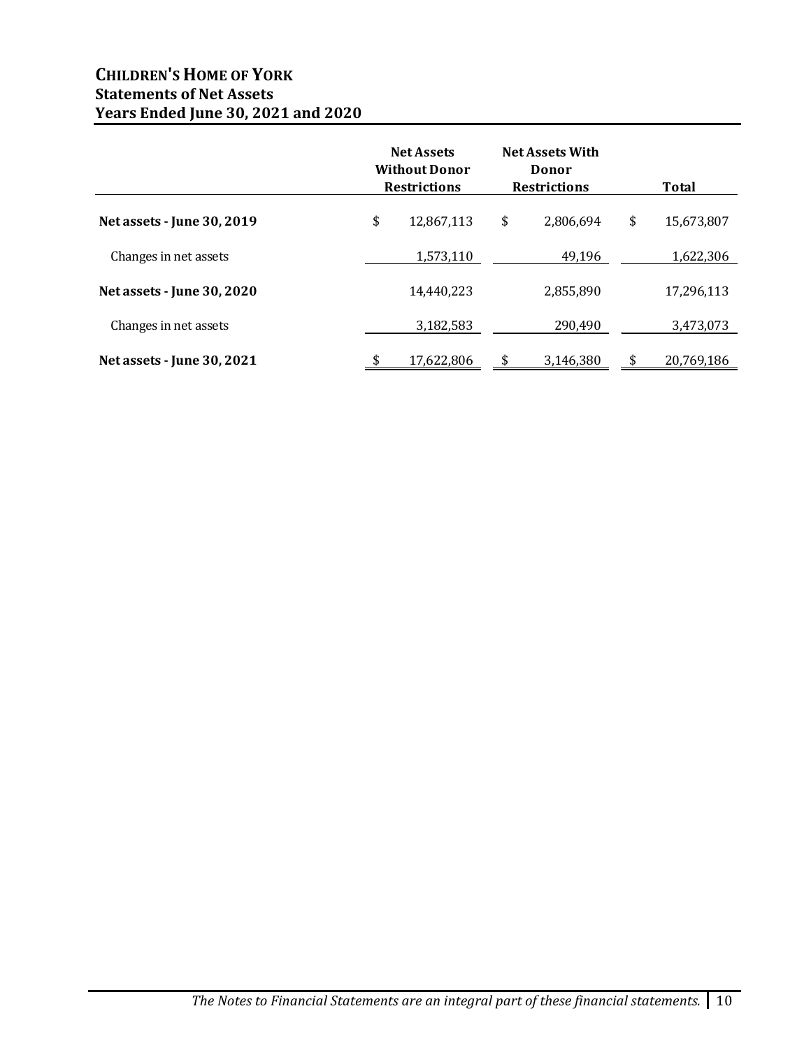# CHILDREN'S HOME OF YORK
## Statements of Net Assets
## Years Ended June 30, 2021 and 2020

| | Net Assets Without Donor Restrictions | Net Assets With Donor Restrictions | Total |
|---|---|---|---|
| **Net assets - June 30, 2019** | $ 12,867,113 | $ 2,806,694 | $ 15,673,807 |
| Changes in net assets | 1,573,110 | 49,196 | 1,622,306 |
| **Net assets - June 30, 2020** | 14,440,223 | 2,855,890 | 17,296,113 |
| Changes in net assets | 3,182,583 | 290,490 | 3,473,073 |
| **Net assets - June 30, 2021** | $ 17,622,806 | $ 3,146,380 | $ 20,769,186 |

*The Notes to Financial Statements are an integral part of these financial statements.*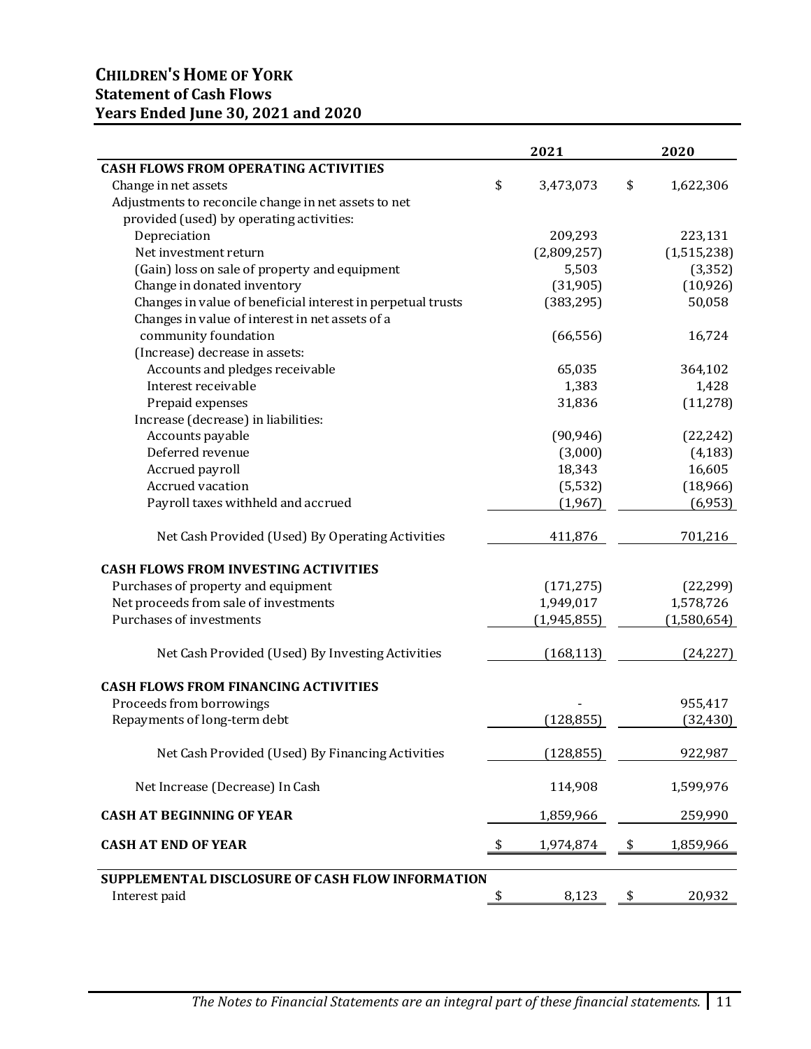# CHILDREN'S HOME OF YORK
## Statement of Cash Flows
## Years Ended June 30, 2021 and 2020

| | 2021 | 2020 |
|---|---|---|
| **CASH FLOWS FROM OPERATING ACTIVITIES** | | |
| Change in net assets | $ 3,473,073 | $ 1,622,306 |
| Adjustments to reconcile change in net assets to net provided (used) by operating activities: | | |
| Depreciation | 209,293 | 223,131 |
| Net investment return | (2,809,257) | (1,515,238) |
| (Gain) loss on sale of property and equipment | 5,503 | (3,352) |
| Change in donated inventory | (31,905) | (10,926) |
| Changes in value of beneficial interest in perpetual trusts | (383,295) | 50,058 |
| Changes in value of interest in net assets of a community foundation | (66,556) | 16,724 |
| (Increase) decrease in assets: | | |
| Accounts and pledges receivable | 65,035 | 364,102 |
| Interest receivable | 1,383 | 1,428 |
| Prepaid expenses | 31,836 | (11,278) |
| Increase (decrease) in liabilities: | | |
| Accounts payable | (90,946) | (22,242) |
| Deferred revenue | (3,000) | (4,183) |
| Accrued payroll | 18,343 | 16,605 |
| Accrued vacation | (5,532) | (18,966) |
| Payroll taxes withheld and accrued | (1,967) | (6,953) |
| Net Cash Provided (Used) By Operating Activities | 411,876 | 701,216 |
| **CASH FLOWS FROM INVESTING ACTIVITIES** | | |
| Purchases of property and equipment | (171,275) | (22,299) |
| Net proceeds from sale of investments | 1,949,017 | 1,578,726 |
| Purchases of investments | (1,945,855) | (1,580,654) |
| Net Cash Provided (Used) By Investing Activities | (168,113) | (24,227) |
| **CASH FLOWS FROM FINANCING ACTIVITIES** | | |
| Proceeds from borrowings | - | 955,417 |
| Repayments of long-term debt | (128,855) | (32,430) |
| Net Cash Provided (Used) By Financing Activities | (128,855) | 922,987 |
| Net Increase (Decrease) In Cash | 114,908 | 1,599,976 |
| **CASH AT BEGINNING OF YEAR** | 1,859,966 | 259,990 |
| **CASH AT END OF YEAR** | $ 1,974,874 | $ 1,859,966 |
| **SUPPLEMENTAL DISCLOSURE OF CASH FLOW INFORMATION** | | |
| Interest paid | $ 8,123 | $ 20,932 |

*The Notes to Financial Statements are an integral part of these financial statements.*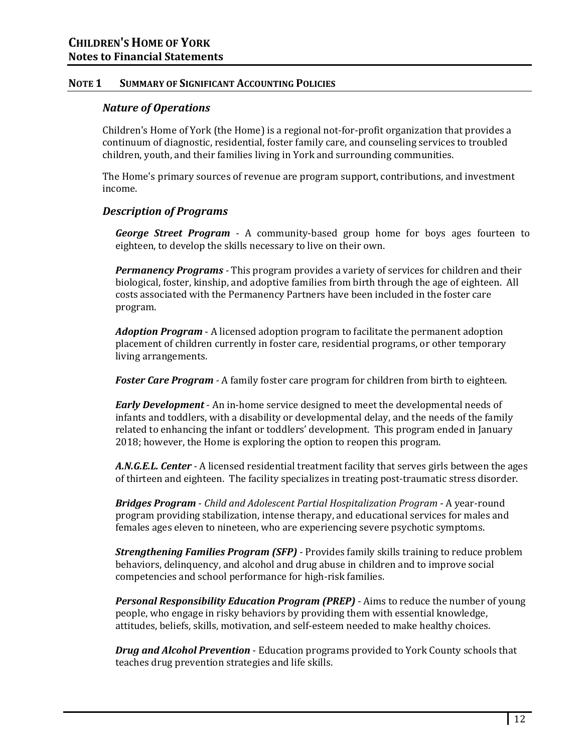# CHILDREN'S HOME OF YORK
## Notes to Financial Statements

### NOTE 1 SUMMARY OF SIGNIFICANT ACCOUNTING POLICIES

#### *Nature of Operations*

Children's Home of York (the Home) is a regional not-for-profit organization that provides a continuum of diagnostic, residential, foster family care, and counseling services to troubled children, youth, and their families living in York and surrounding communities.

The Home's primary sources of revenue are program support, contributions, and investment income.

#### *Description of Programs*

***George Street Program*** - A community-based group home for boys ages fourteen to eighteen, to develop the skills necessary to live on their own.

***Permanency Programs*** - This program provides a variety of services for children and their biological, foster, kinship, and adoptive families from birth through the age of eighteen. All costs associated with the Permanency Partners have been included in the foster care program.

***Adoption Program*** - A licensed adoption program to facilitate the permanent adoption placement of children currently in foster care, residential programs, or other temporary living arrangements.

***Foster Care Program*** - A family foster care program for children from birth to eighteen.

***Early Development*** - An in-home service designed to meet the developmental needs of infants and toddlers, with a disability or developmental delay, and the needs of the family related to enhancing the infant or toddlers' development. This program ended in January 2018; however, the Home is exploring the option to reopen this program.

***A.N.G.E.L. Center*** - A licensed residential treatment facility that serves girls between the ages of thirteen and eighteen. The facility specializes in treating post-traumatic stress disorder.

***Bridges Program*** - *Child and Adolescent Partial Hospitalization Program* - A year-round program providing stabilization, intense therapy, and educational services for males and females ages eleven to nineteen, who are experiencing severe psychotic symptoms.

***Strengthening Families Program (SFP)*** - Provides family skills training to reduce problem behaviors, delinquency, and alcohol and drug abuse in children and to improve social competencies and school performance for high-risk families.

***Personal Responsibility Education Program (PREP)*** - Aims to reduce the number of young people, who engage in risky behaviors by providing them with essential knowledge, attitudes, beliefs, skills, motivation, and self-esteem needed to make healthy choices.

***Drug and Alcohol Prevention*** - Education programs provided to York County schools that teaches drug prevention strategies and life skills.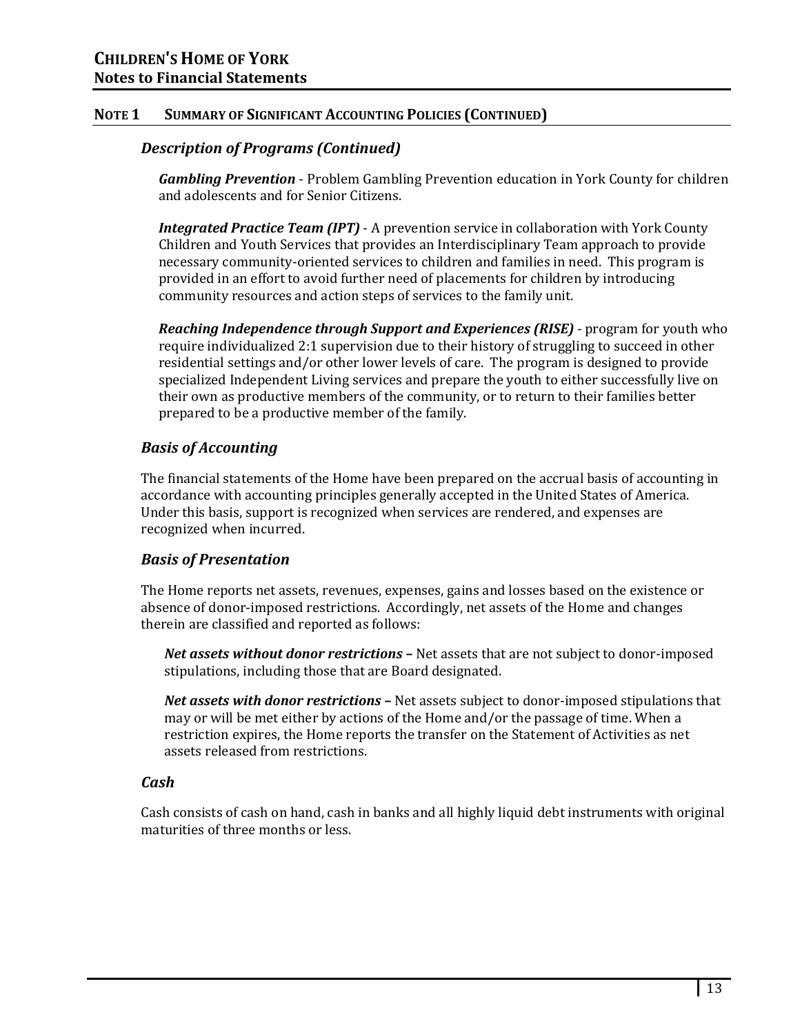## NOTE 1 SUMMARY OF SIGNIFICANT ACCOUNTING POLICIES (CONTINUED)

### *Description of Programs (Continued)*

***Gambling Prevention*** - Problem Gambling Prevention education in York County for children and adolescents and for Senior Citizens.

***Integrated Practice Team (IPT)*** - A prevention service in collaboration with York County Children and Youth Services that provides an Interdisciplinary Team approach to provide necessary community-oriented services to children and families in need. This program is provided in an effort to avoid further need of placements for children by introducing community resources and action steps of services to the family unit.

***Reaching Independence through Support and Experiences (RISE)*** - program for youth who require individualized 2:1 supervision due to their history of struggling to succeed in other residential settings and/or other lower levels of care. The program is designed to provide specialized Independent Living services and prepare the youth to either successfully live on their own as productive members of the community, or to return to their families better prepared to be a productive member of the family.

### *Basis of Accounting*

The financial statements of the Home have been prepared on the accrual basis of accounting in accordance with accounting principles generally accepted in the United States of America. Under this basis, support is recognized when services are rendered, and expenses are recognized when incurred.

### *Basis of Presentation*

The Home reports net assets, revenues, expenses, gains and losses based on the existence or absence of donor-imposed restrictions. Accordingly, net assets of the Home and changes therein are classified and reported as follows:

***Net assets without donor restrictions –*** Net assets that are not subject to donor-imposed stipulations, including those that are Board designated.

***Net assets with donor restrictions –*** Net assets subject to donor-imposed stipulations that may or will be met either by actions of the Home and/or the passage of time. When a restriction expires, the Home reports the transfer on the Statement of Activities as net assets released from restrictions.

### *Cash*

Cash consists of cash on hand, cash in banks and all highly liquid debt instruments with original maturities of three months or less.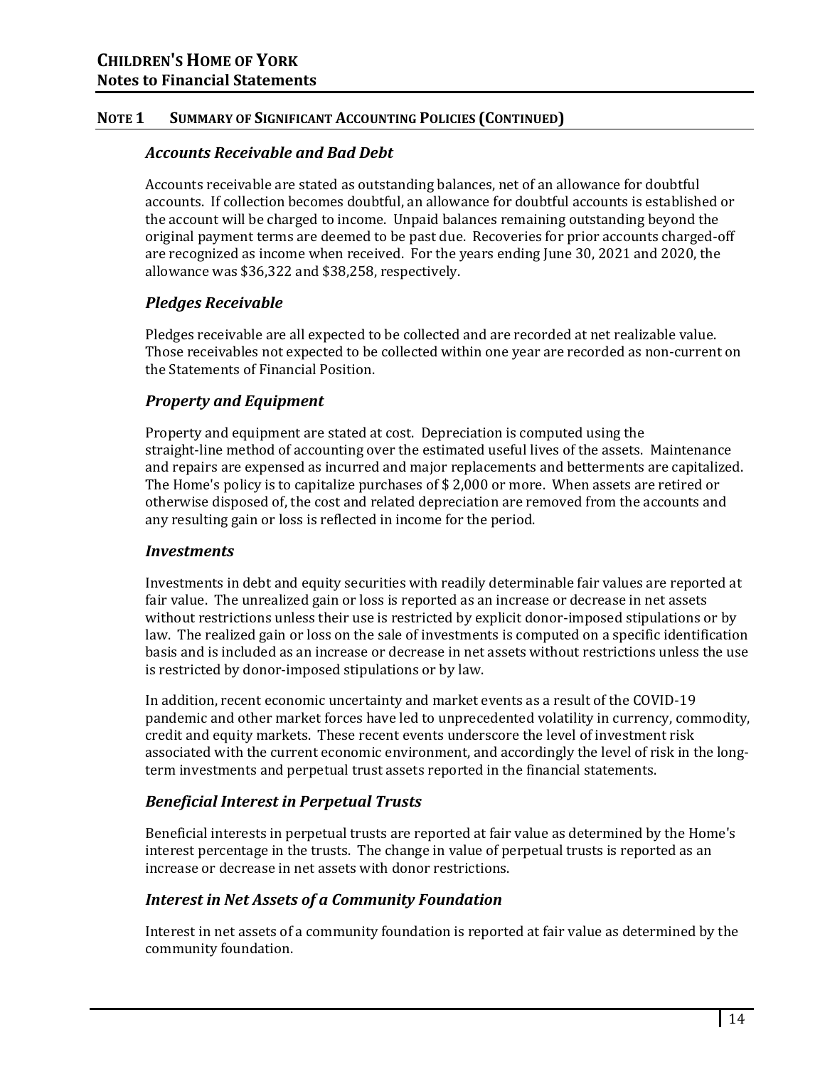## NOTE 1 SUMMARY OF SIGNIFICANT ACCOUNTING POLICIES (CONTINUED)

### *Accounts Receivable and Bad Debt*

Accounts receivable are stated as outstanding balances, net of an allowance for doubtful accounts. If collection becomes doubtful, an allowance for doubtful accounts is established or the account will be charged to income. Unpaid balances remaining outstanding beyond the original payment terms are deemed to be past due. Recoveries for prior accounts charged-off are recognized as income when received. For the years ending June 30, 2021 and 2020, the allowance was $36,322 and $38,258, respectively.

### *Pledges Receivable*

Pledges receivable are all expected to be collected and are recorded at net realizable value. Those receivables not expected to be collected within one year are recorded as non-current on the Statements of Financial Position.

### *Property and Equipment*

Property and equipment are stated at cost. Depreciation is computed using the straight-line method of accounting over the estimated useful lives of the assets. Maintenance and repairs are expensed as incurred and major replacements and betterments are capitalized. The Home's policy is to capitalize purchases of $ 2,000 or more. When assets are retired or otherwise disposed of, the cost and related depreciation are removed from the accounts and any resulting gain or loss is reflected in income for the period.

### *Investments*

Investments in debt and equity securities with readily determinable fair values are reported at fair value. The unrealized gain or loss is reported as an increase or decrease in net assets without restrictions unless their use is restricted by explicit donor-imposed stipulations or by law. The realized gain or loss on the sale of investments is computed on a specific identification basis and is included as an increase or decrease in net assets without restrictions unless the use is restricted by donor-imposed stipulations or by law.

In addition, recent economic uncertainty and market events as a result of the COVID-19 pandemic and other market forces have led to unprecedented volatility in currency, commodity, credit and equity markets. These recent events underscore the level of investment risk associated with the current economic environment, and accordingly the level of risk in the long-term investments and perpetual trust assets reported in the financial statements.

### *Beneficial Interest in Perpetual Trusts*

Beneficial interests in perpetual trusts are reported at fair value as determined by the Home's interest percentage in the trusts. The change in value of perpetual trusts is reported as an increase or decrease in net assets with donor restrictions.

### *Interest in Net Assets of a Community Foundation*

Interest in net assets of a community foundation is reported at fair value as determined by the community foundation.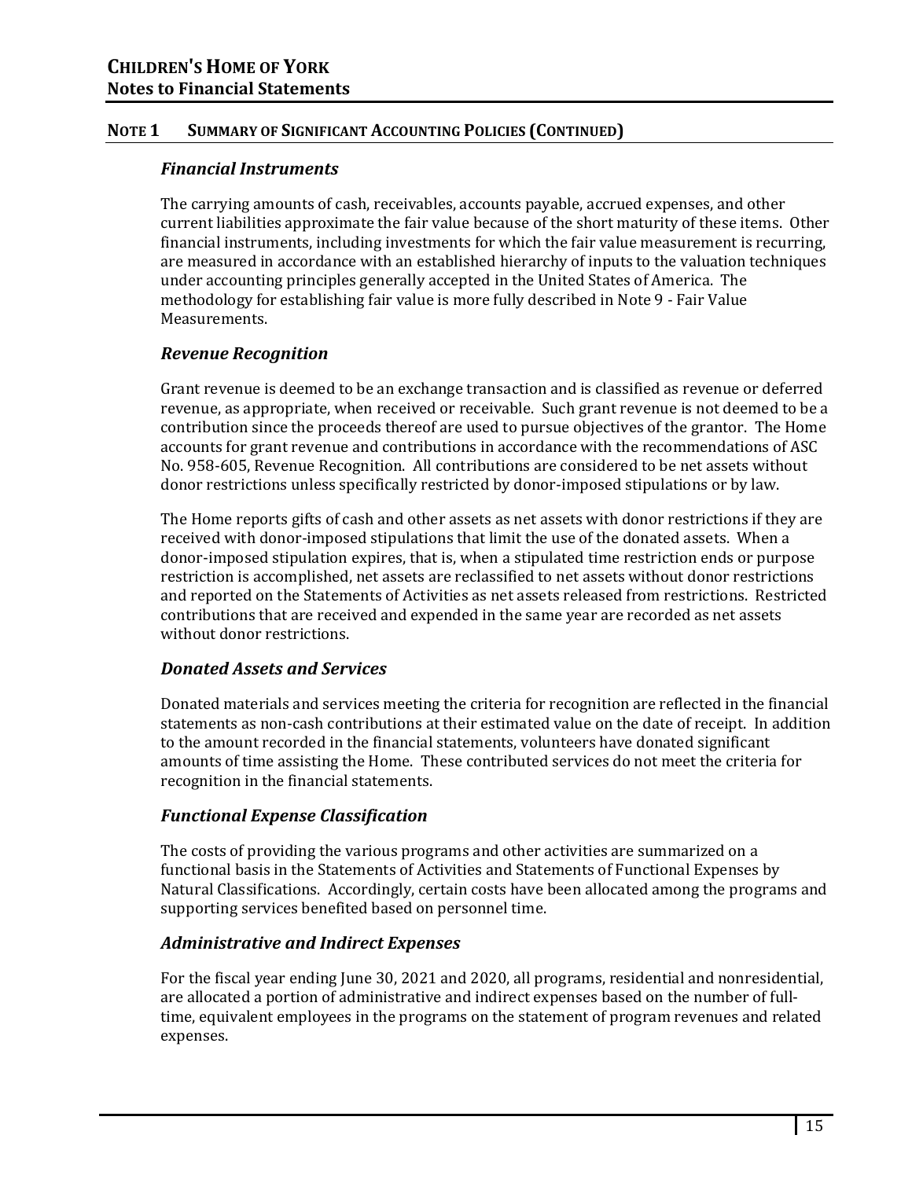## NOTE 1 SUMMARY OF SIGNIFICANT ACCOUNTING POLICIES (CONTINUED)

### *Financial Instruments*

The carrying amounts of cash, receivables, accounts payable, accrued expenses, and other current liabilities approximate the fair value because of the short maturity of these items. Other financial instruments, including investments for which the fair value measurement is recurring, are measured in accordance with an established hierarchy of inputs to the valuation techniques under accounting principles generally accepted in the United States of America. The methodology for establishing fair value is more fully described in Note 9 - Fair Value Measurements.

### *Revenue Recognition*

Grant revenue is deemed to be an exchange transaction and is classified as revenue or deferred revenue, as appropriate, when received or receivable. Such grant revenue is not deemed to be a contribution since the proceeds thereof are used to pursue objectives of the grantor. The Home accounts for grant revenue and contributions in accordance with the recommendations of ASC No. 958-605, Revenue Recognition. All contributions are considered to be net assets without donor restrictions unless specifically restricted by donor-imposed stipulations or by law.

The Home reports gifts of cash and other assets as net assets with donor restrictions if they are received with donor-imposed stipulations that limit the use of the donated assets. When a donor-imposed stipulation expires, that is, when a stipulated time restriction ends or purpose restriction is accomplished, net assets are reclassified to net assets without donor restrictions and reported on the Statements of Activities as net assets released from restrictions. Restricted contributions that are received and expended in the same year are recorded as net assets without donor restrictions.

### *Donated Assets and Services*

Donated materials and services meeting the criteria for recognition are reflected in the financial statements as non-cash contributions at their estimated value on the date of receipt. In addition to the amount recorded in the financial statements, volunteers have donated significant amounts of time assisting the Home. These contributed services do not meet the criteria for recognition in the financial statements.

### *Functional Expense Classification*

The costs of providing the various programs and other activities are summarized on a functional basis in the Statements of Activities and Statements of Functional Expenses by Natural Classifications. Accordingly, certain costs have been allocated among the programs and supporting services benefited based on personnel time.

### *Administrative and Indirect Expenses*

For the fiscal year ending June 30, 2021 and 2020, all programs, residential and nonresidential, are allocated a portion of administrative and indirect expenses based on the number of full-time, equivalent employees in the programs on the statement of program revenues and related expenses.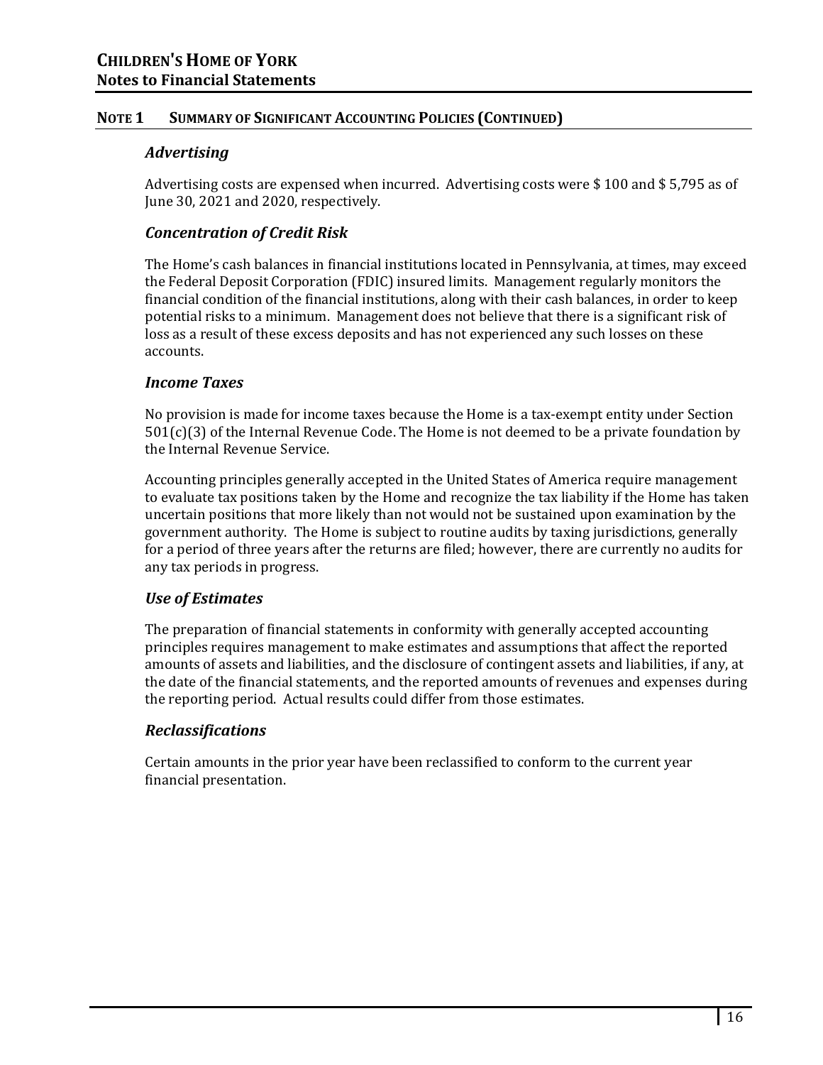## NOTE 1 SUMMARY OF SIGNIFICANT ACCOUNTING POLICIES (CONTINUED)

### *Advertising*

Advertising costs are expensed when incurred. Advertising costs were $ 100 and $ 5,795 as of June 30, 2021 and 2020, respectively.

### *Concentration of Credit Risk*

The Home's cash balances in financial institutions located in Pennsylvania, at times, may exceed the Federal Deposit Corporation (FDIC) insured limits. Management regularly monitors the financial condition of the financial institutions, along with their cash balances, in order to keep potential risks to a minimum. Management does not believe that there is a significant risk of loss as a result of these excess deposits and has not experienced any such losses on these accounts.

### *Income Taxes*

No provision is made for income taxes because the Home is a tax-exempt entity under Section 501(c)(3) of the Internal Revenue Code. The Home is not deemed to be a private foundation by the Internal Revenue Service.

Accounting principles generally accepted in the United States of America require management to evaluate tax positions taken by the Home and recognize the tax liability if the Home has taken uncertain positions that more likely than not would not be sustained upon examination by the government authority. The Home is subject to routine audits by taxing jurisdictions, generally for a period of three years after the returns are filed; however, there are currently no audits for any tax periods in progress.

### *Use of Estimates*

The preparation of financial statements in conformity with generally accepted accounting principles requires management to make estimates and assumptions that affect the reported amounts of assets and liabilities, and the disclosure of contingent assets and liabilities, if any, at the date of the financial statements, and the reported amounts of revenues and expenses during the reporting period. Actual results could differ from those estimates.

### *Reclassifications*

Certain amounts in the prior year have been reclassified to conform to the current year financial presentation.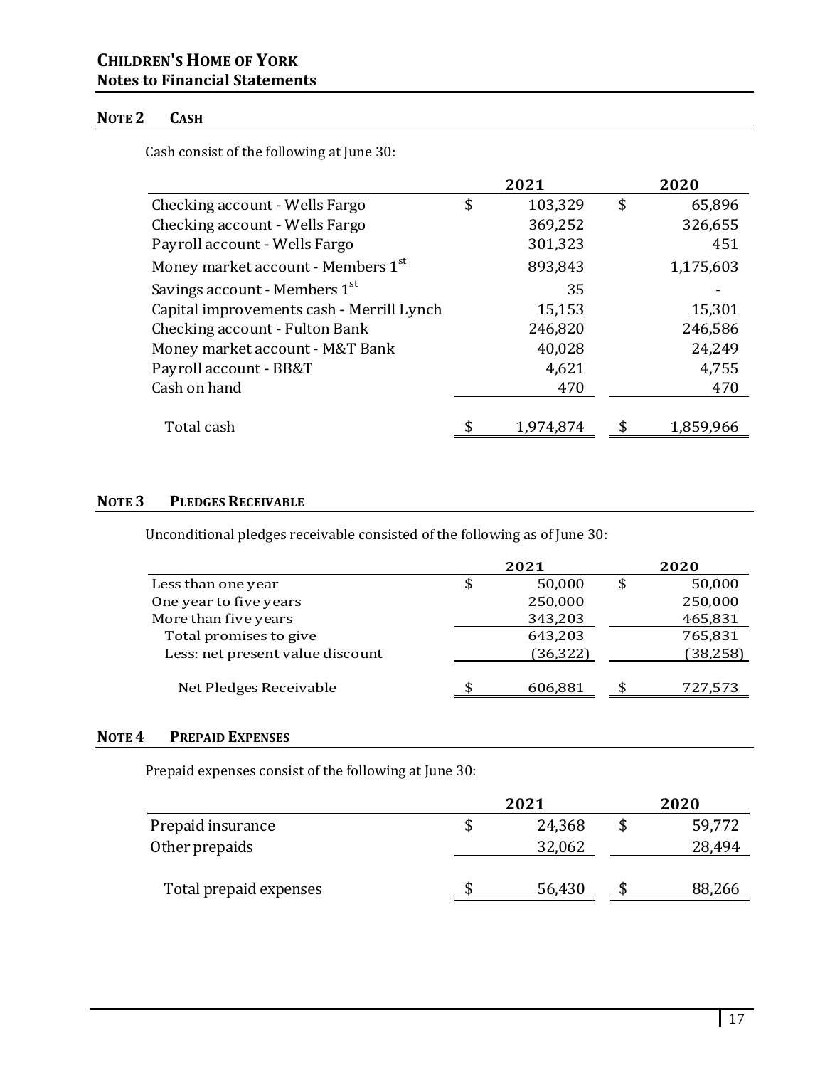**CHILDREN'S HOME OF YORK**
**Notes to Financial Statements**

## NOTE 2 CASH

Cash consist of the following at June 30:

| | 2021 | 2020 |
|---|---|---|
| Checking account - Wells Fargo | $ 103,329 | $ 65,896 |
| Checking account - Wells Fargo | 369,252 | 326,655 |
| Payroll account - Wells Fargo | 301,323 | 451 |
| Money market account - Members 1st | 893,843 | 1,175,603 |
| Savings account - Members 1st | 35 | - |
| Capital improvements cash - Merrill Lynch | 15,153 | 15,301 |
| Checking account - Fulton Bank | 246,820 | 246,586 |
| Money market account - M&T Bank | 40,028 | 24,249 |
| Payroll account - BB&T | 4,621 | 4,755 |
| Cash on hand | 470 | 470 |
| Total cash | $ 1,974,874 | $ 1,859,966 |

## NOTE 3 PLEDGES RECEIVABLE

Unconditional pledges receivable consisted of the following as of June 30:

| | 2021 | 2020 |
|---|---|---|
| Less than one year | $ 50,000 | $ 50,000 |
| One year to five years | 250,000 | 250,000 |
| More than five years | 343,203 | 465,831 |
| Total promises to give | 643,203 | 765,831 |
| Less: net present value discount | (36,322) | (38,258) |
| Net Pledges Receivable | $ 606,881 | $ 727,573 |

## NOTE 4 PREPAID EXPENSES

Prepaid expenses consist of the following at June 30:

| | 2021 | 2020 |
|---|---|---|
| Prepaid insurance | $ 24,368 | $ 59,772 |
| Other prepaids | 32,062 | 28,494 |
| Total prepaid expenses | $ 56,430 | $ 88,266 |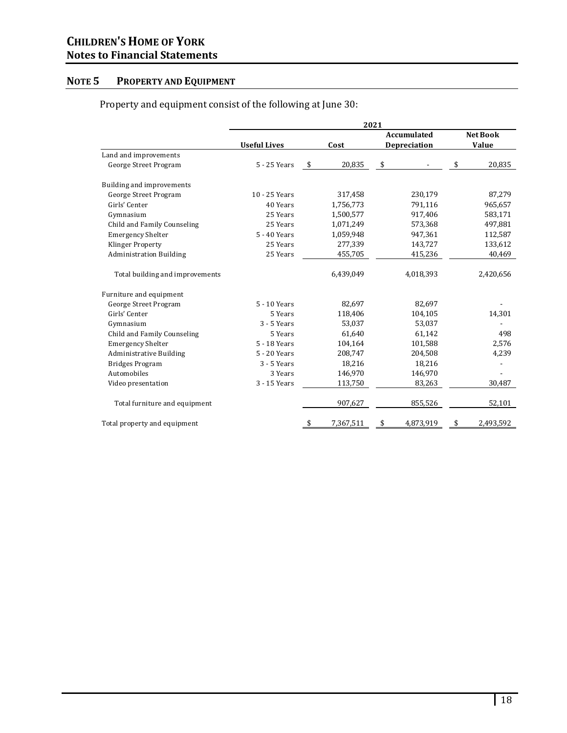# CHILDREN'S HOME OF YORK
## Notes to Financial Statements

## NOTE 5 PROPERTY AND EQUIPMENT

Property and equipment consist of the following at June 30:

| | 2021 | | | |
|---|---|---|---|---|
| | **Useful Lives** | **Cost** | **Accumulated Depreciation** | **Net Book Value** |
| Land and improvements | | | | |
| George Street Program | 5 - 25 Years | $ 20,835 | $ - | $ 20,835 |
| Building and improvements | | | | |
| George Street Program | 10 - 25 Years | 317,458 | 230,179 | 87,279 |
| Girls' Center | 40 Years | 1,756,773 | 791,116 | 965,657 |
| Gymnasium | 25 Years | 1,500,577 | 917,406 | 583,171 |
| Child and Family Counseling | 25 Years | 1,071,249 | 573,368 | 497,881 |
| Emergency Shelter | 5 - 40 Years | 1,059,948 | 947,361 | 112,587 |
| Klinger Property | 25 Years | 277,339 | 143,727 | 133,612 |
| Administration Building | 25 Years | 455,705 | 415,236 | 40,469 |
| Total building and improvements | | 6,439,049 | 4,018,393 | 2,420,656 |
| Furniture and equipment | | | | |
| George Street Program | 5 - 10 Years | 82,697 | 82,697 | - |
| Girls' Center | 5 Years | 118,406 | 104,105 | 14,301 |
| Gymnasium | 3 - 5 Years | 53,037 | 53,037 | - |
| Child and Family Counseling | 5 Years | 61,640 | 61,142 | 498 |
| Emergency Shelter | 5 - 18 Years | 104,164 | 101,588 | 2,576 |
| Administrative Building | 5 - 20 Years | 208,747 | 204,508 | 4,239 |
| Bridges Program | 3 - 5 Years | 18,216 | 18,216 | - |
| Automobiles | 3 Years | 146,970 | 146,970 | - |
| Video presentation | 3 - 15 Years | 113,750 | 83,263 | 30,487 |
| Total furniture and equipment | | 907,627 | 855,526 | 52,101 |
| Total property and equipment | | $ 7,367,511 | $ 4,873,919 | $ 2,493,592 |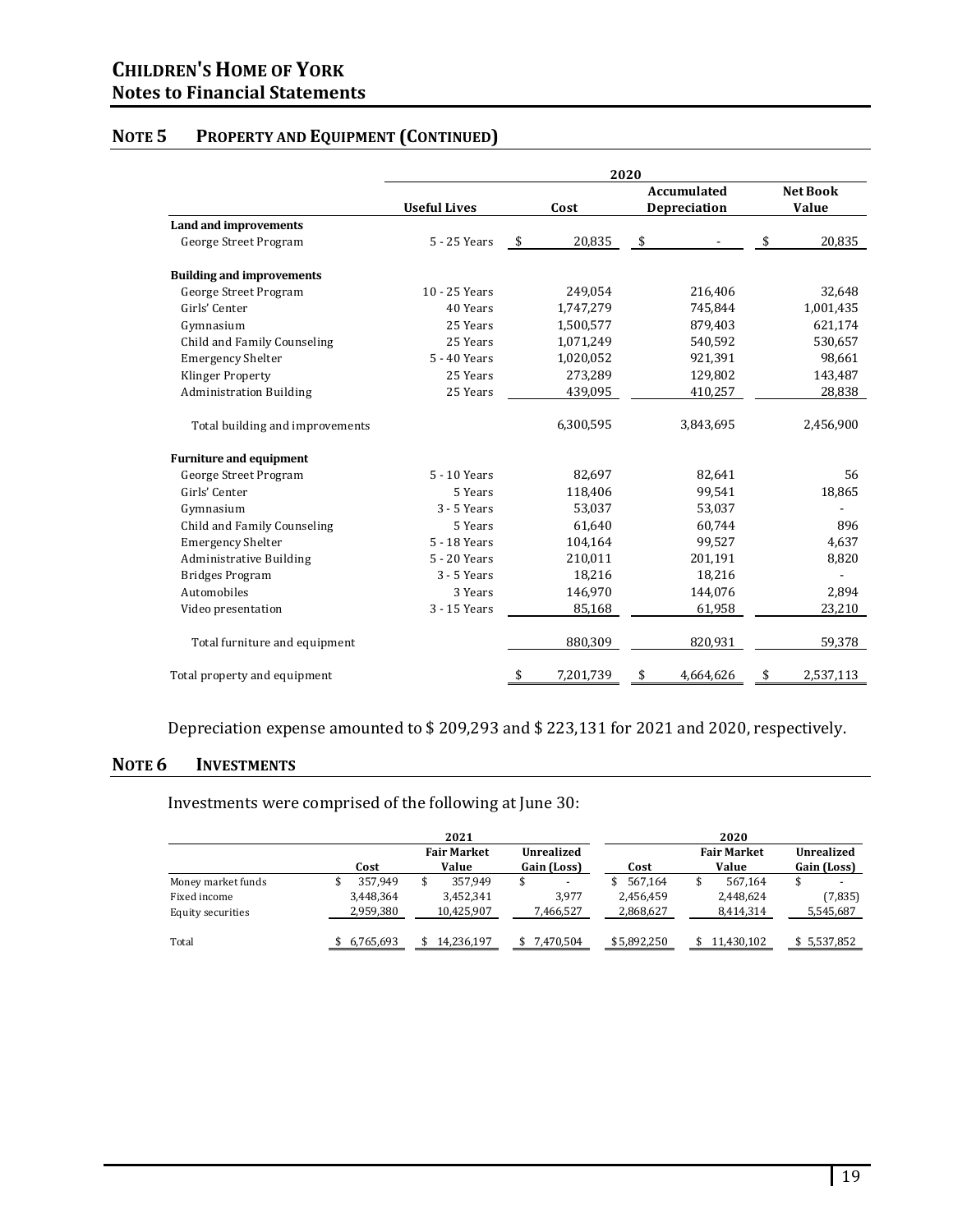## NOTE 5 PROPERTY AND EQUIPMENT (CONTINUED)

| | 2020 | | | |
|---|---|---|---|---|
| | Useful Lives | Cost | Accumulated Depreciation | Net Book Value |
| **Land and improvements** | | | | |
| George Street Program | 5 - 25 Years | $ 20,835 | $ - | $ 20,835 |
| **Building and improvements** | | | | |
| George Street Program | 10 - 25 Years | 249,054 | 216,406 | 32,648 |
| Girls' Center | 40 Years | 1,747,279 | 745,844 | 1,001,435 |
| Gymnasium | 25 Years | 1,500,577 | 879,403 | 621,174 |
| Child and Family Counseling | 25 Years | 1,071,249 | 540,592 | 530,657 |
| Emergency Shelter | 5 - 40 Years | 1,020,052 | 921,391 | 98,661 |
| Klinger Property | 25 Years | 273,289 | 129,802 | 143,487 |
| Administration Building | 25 Years | 439,095 | 410,257 | 28,838 |
| Total building and improvements | | 6,300,595 | 3,843,695 | 2,456,900 |
| **Furniture and equipment** | | | | |
| George Street Program | 5 - 10 Years | 82,697 | 82,641 | 56 |
| Girls' Center | 5 Years | 118,406 | 99,541 | 18,865 |
| Gymnasium | 3 - 5 Years | 53,037 | 53,037 | - |
| Child and Family Counseling | 5 Years | 61,640 | 60,744 | 896 |
| Emergency Shelter | 5 - 18 Years | 104,164 | 99,527 | 4,637 |
| Administrative Building | 5 - 20 Years | 210,011 | 201,191 | 8,820 |
| Bridges Program | 3 - 5 Years | 18,216 | 18,216 | - |
| Automobiles | 3 Years | 146,970 | 144,076 | 2,894 |
| Video presentation | 3 - 15 Years | 85,168 | 61,958 | 23,210 |
| Total furniture and equipment | | 880,309 | 820,931 | 59,378 |
| Total property and equipment | | $ 7,201,739 | $ 4,664,626 | $ 2,537,113 |

Depreciation expense amounted to $ 209,293 and $ 223,131 for 2021 and 2020, respectively.

## NOTE 6 INVESTMENTS

Investments were comprised of the following at June 30:

| | 2021 | | | 2020 | | |
|---|---|---|---|---|---|---|
| | Cost | Fair Market Value | Unrealized Gain (Loss) | Cost | Fair Market Value | Unrealized Gain (Loss) |
| Money market funds | $ 357,949 | $ 357,949 | $ - | $ 567,164 | $ 567,164 | $ - |
| Fixed income | 3,448,364 | 3,452,341 | 3,977 | 2,456,459 | 2,448,624 | (7,835) |
| Equity securities | 2,959,380 | 10,425,907 | 7,466,527 | 2,868,627 | 8,414,314 | 5,545,687 |
| Total | $ 6,765,693 | $ 14,236,197 | $ 7,470,504 | $ 5,892,250 | $ 11,430,102 | $ 5,537,852 |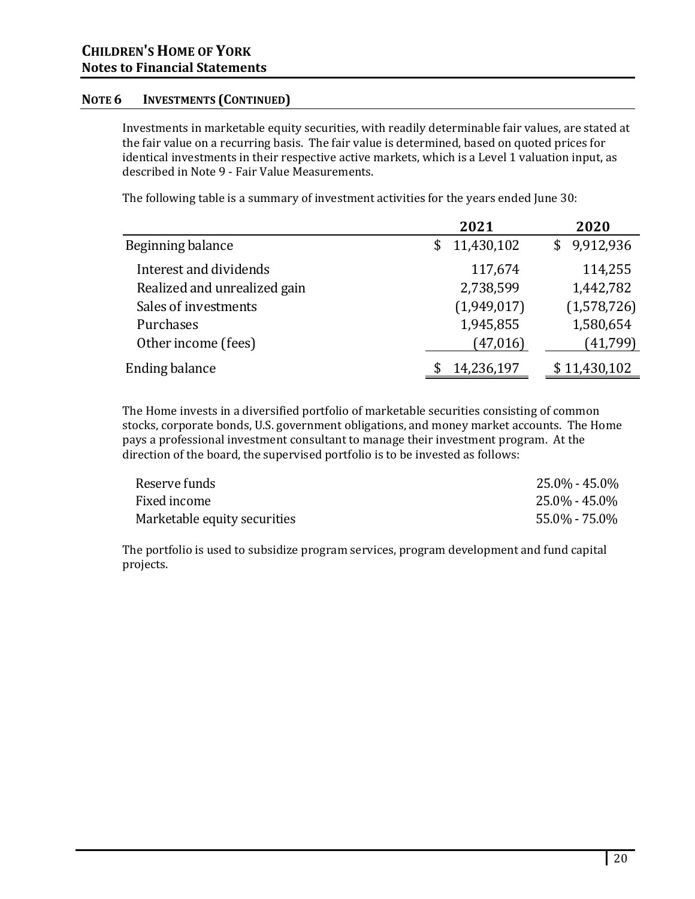## NOTE 6 INVESTMENTS (CONTINUED)

Investments in marketable equity securities, with readily determinable fair values, are stated at the fair value on a recurring basis. The fair value is determined, based on quoted prices for identical investments in their respective active markets, which is a Level 1 valuation input, as described in Note 9 - Fair Value Measurements.

The following table is a summary of investment activities for the years ended June 30:

| | 2021 | 2020 |
|---|---|---|
| Beginning balance | $ 11,430,102 | $ 9,912,936 |
| Interest and dividends | 117,674 | 114,255 |
| Realized and unrealized gain | 2,738,599 | 1,442,782 |
| Sales of investments | (1,949,017) | (1,578,726) |
| Purchases | 1,945,855 | 1,580,654 |
| Other income (fees) | (47,016) | (41,799) |
| Ending balance | $ 14,236,197 | $ 11,430,102 |

The Home invests in a diversified portfolio of marketable securities consisting of common stocks, corporate bonds, U.S. government obligations, and money market accounts. The Home pays a professional investment consultant to manage their investment program. At the direction of the board, the supervised portfolio is to be invested as follows:

| | |
|---|---|
| Reserve funds | 25.0% - 45.0% |
| Fixed income | 25.0% - 45.0% |
| Marketable equity securities | 55.0% - 75.0% |

The portfolio is used to subsidize program services, program development and fund capital projects.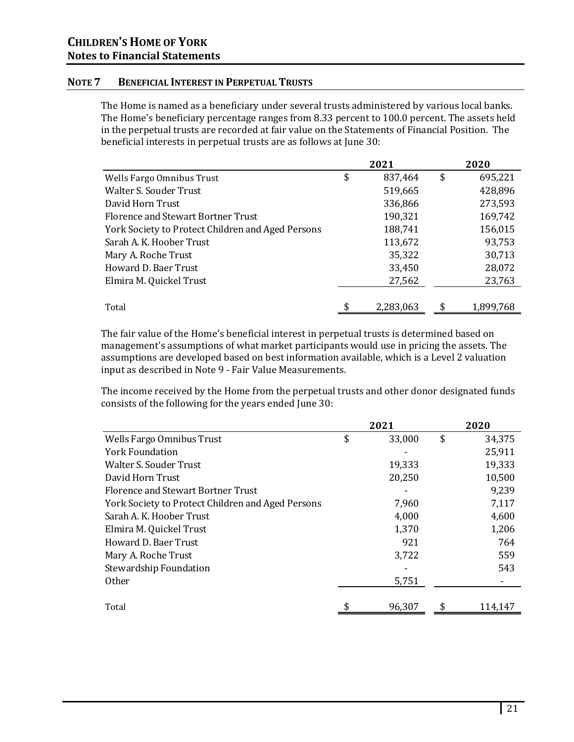## NOTE 7 BENEFICIAL INTEREST IN PERPETUAL TRUSTS

The Home is named as a beneficiary under several trusts administered by various local banks. The Home's beneficiary percentage ranges from 8.33 percent to 100.0 percent. The assets held in the perpetual trusts are recorded at fair value on the Statements of Financial Position. The beneficial interests in perpetual trusts are as follows at June 30:

| | 2021 | 2020 |
|---|---|---|
| Wells Fargo Omnibus Trust | $ 837,464 | $ 695,221 |
| Walter S. Souder Trust | 519,665 | 428,896 |
| David Horn Trust | 336,866 | 273,593 |
| Florence and Stewart Bortner Trust | 190,321 | 169,742 |
| York Society to Protect Children and Aged Persons | 188,741 | 156,015 |
| Sarah A. K. Hoober Trust | 113,672 | 93,753 |
| Mary A. Roche Trust | 35,322 | 30,713 |
| Howard D. Baer Trust | 33,450 | 28,072 |
| Elmira M. Quickel Trust | 27,562 | 23,763 |
| Total | $ 2,283,063 | $ 1,899,768 |

The fair value of the Home's beneficial interest in perpetual trusts is determined based on management's assumptions of what market participants would use in pricing the assets. The assumptions are developed based on best information available, which is a Level 2 valuation input as described in Note 9 - Fair Value Measurements.

The income received by the Home from the perpetual trusts and other donor designated funds consists of the following for the years ended June 30:

| | 2021 | 2020 |
|---|---|---|
| Wells Fargo Omnibus Trust | $ 33,000 | $ 34,375 |
| York Foundation | - | 25,911 |
| Walter S. Souder Trust | 19,333 | 19,333 |
| David Horn Trust | 20,250 | 10,500 |
| Florence and Stewart Bortner Trust | - | 9,239 |
| York Society to Protect Children and Aged Persons | 7,960 | 7,117 |
| Sarah A. K. Hoober Trust | 4,000 | 4,600 |
| Elmira M. Quickel Trust | 1,370 | 1,206 |
| Howard D. Baer Trust | 921 | 764 |
| Mary A. Roche Trust | 3,722 | 559 |
| Stewardship Foundation | - | 543 |
| Other | 5,751 | - |
| Total | $ 96,307 | $ 114,147 |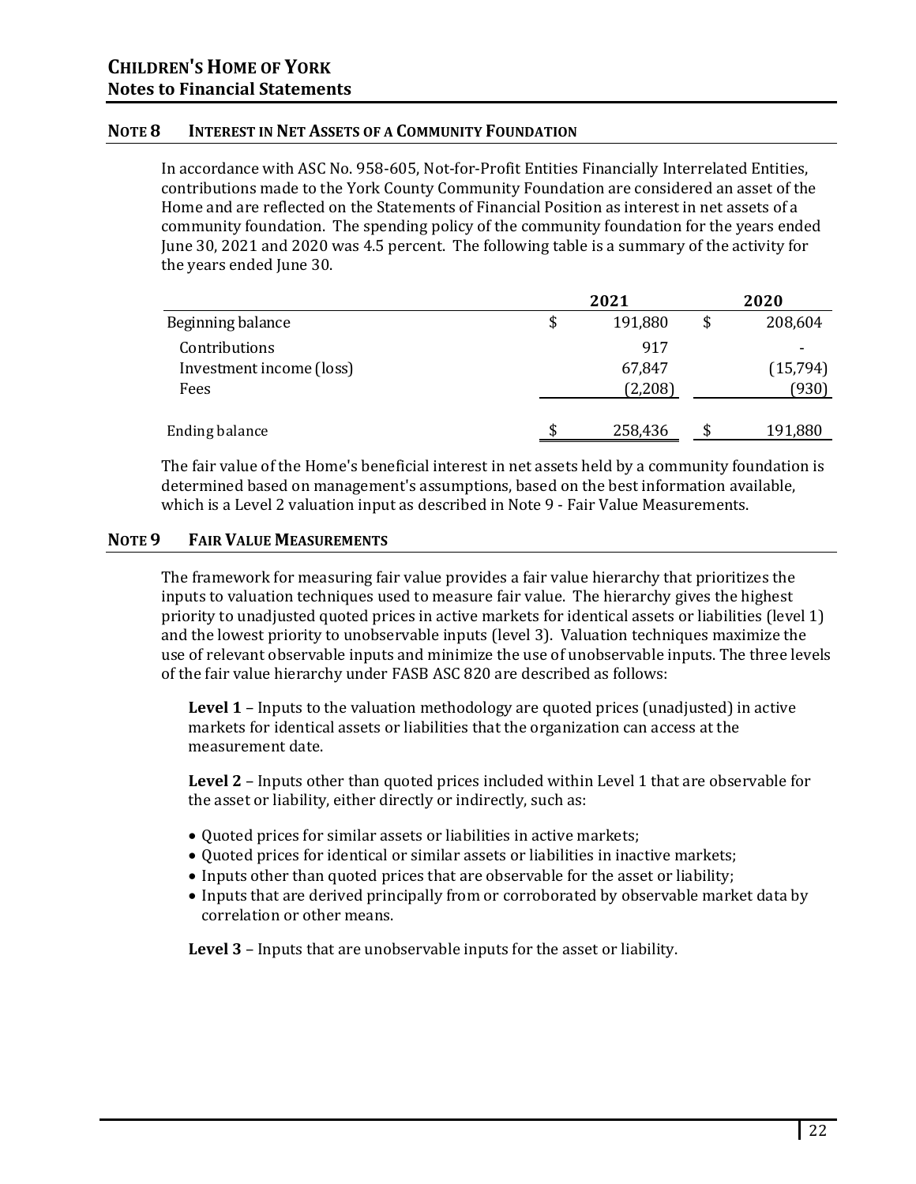# CHILDREN'S HOME OF YORK
## Notes to Financial Statements

### NOTE 8 INTEREST IN NET ASSETS OF A COMMUNITY FOUNDATION

In accordance with ASC No. 958-605, Not-for-Profit Entities Financially Interrelated Entities, contributions made to the York County Community Foundation are considered an asset of the Home and are reflected on the Statements of Financial Position as interest in net assets of a community foundation. The spending policy of the community foundation for the years ended June 30, 2021 and 2020 was 4.5 percent. The following table is a summary of the activity for the years ended June 30.

| | 2021 | 2020 |
|---|---|---|
| Beginning balance | $ 191,880 | $ 208,604 |
| Contributions | 917 | - |
| Investment income (loss) | 67,847 | (15,794) |
| Fees | (2,208) | (930) |
| Ending balance | $ 258,436 | $ 191,880 |

The fair value of the Home's beneficial interest in net assets held by a community foundation is determined based on management's assumptions, based on the best information available, which is a Level 2 valuation input as described in Note 9 - Fair Value Measurements.

### NOTE 9 FAIR VALUE MEASUREMENTS

The framework for measuring fair value provides a fair value hierarchy that prioritizes the inputs to valuation techniques used to measure fair value. The hierarchy gives the highest priority to unadjusted quoted prices in active markets for identical assets or liabilities (level 1) and the lowest priority to unobservable inputs (level 3). Valuation techniques maximize the use of relevant observable inputs and minimize the use of unobservable inputs. The three levels of the fair value hierarchy under FASB ASC 820 are described as follows:

**Level 1** – Inputs to the valuation methodology are quoted prices (unadjusted) in active markets for identical assets or liabilities that the organization can access at the measurement date.

**Level 2** – Inputs other than quoted prices included within Level 1 that are observable for the asset or liability, either directly or indirectly, such as:

- Quoted prices for similar assets or liabilities in active markets;
- Quoted prices for identical or similar assets or liabilities in inactive markets;
- Inputs other than quoted prices that are observable for the asset or liability;
- Inputs that are derived principally from or corroborated by observable market data by correlation or other means.

**Level 3** – Inputs that are unobservable inputs for the asset or liability.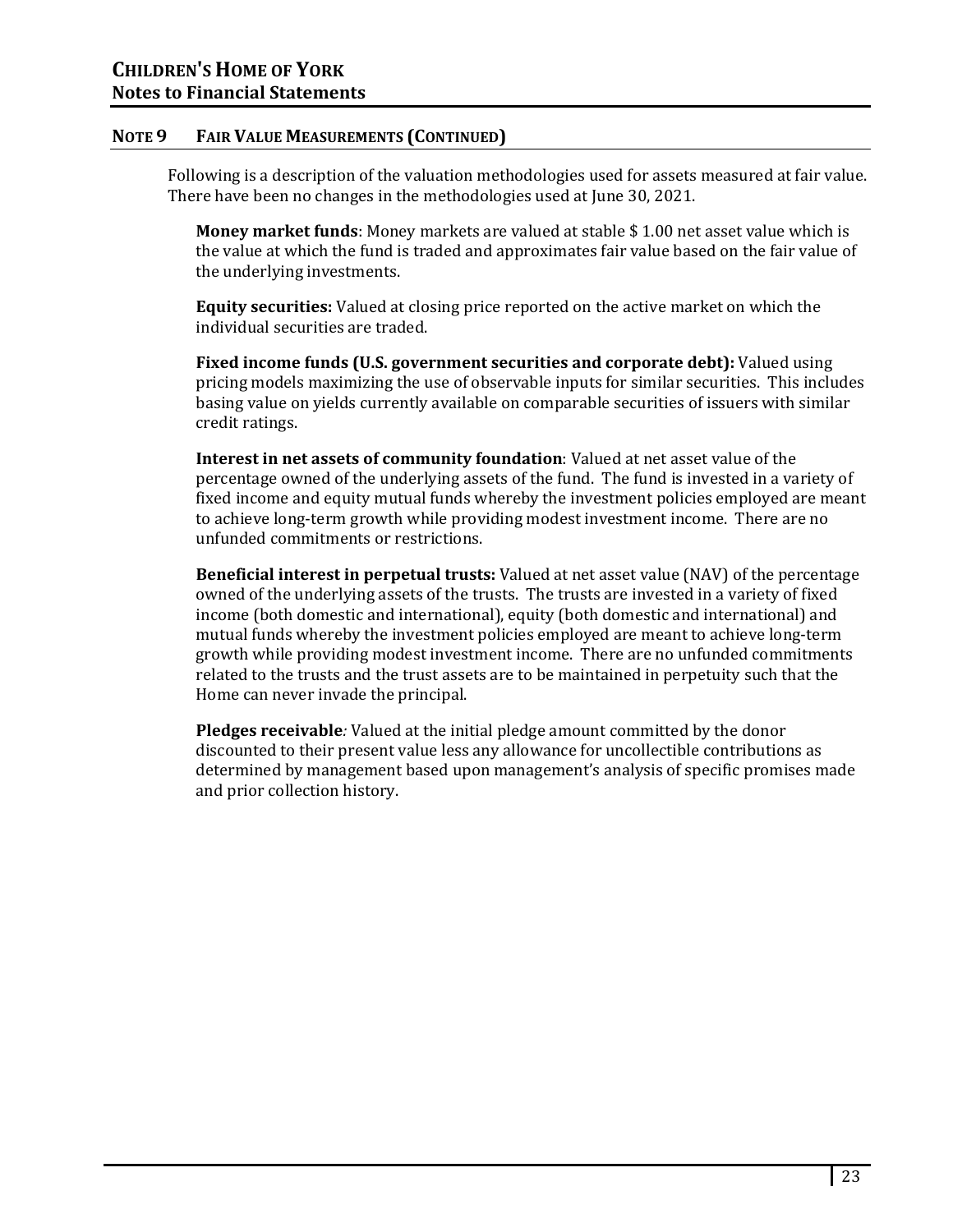## NOTE 9 FAIR VALUE MEASUREMENTS (CONTINUED)

Following is a description of the valuation methodologies used for assets measured at fair value. There have been no changes in the methodologies used at June 30, 2021.

**Money market funds**: Money markets are valued at stable $ 1.00 net asset value which is the value at which the fund is traded and approximates fair value based on the fair value of the underlying investments.

**Equity securities:** Valued at closing price reported on the active market on which the individual securities are traded.

**Fixed income funds (U.S. government securities and corporate debt):** Valued using pricing models maximizing the use of observable inputs for similar securities. This includes basing value on yields currently available on comparable securities of issuers with similar credit ratings.

**Interest in net assets of community foundation**: Valued at net asset value of the percentage owned of the underlying assets of the fund. The fund is invested in a variety of fixed income and equity mutual funds whereby the investment policies employed are meant to achieve long-term growth while providing modest investment income. There are no unfunded commitments or restrictions.

**Beneficial interest in perpetual trusts:** Valued at net asset value (NAV) of the percentage owned of the underlying assets of the trusts. The trusts are invested in a variety of fixed income (both domestic and international), equity (both domestic and international) and mutual funds whereby the investment policies employed are meant to achieve long-term growth while providing modest investment income. There are no unfunded commitments related to the trusts and the trust assets are to be maintained in perpetuity such that the Home can never invade the principal.

**Pledges receivable***:* Valued at the initial pledge amount committed by the donor discounted to their present value less any allowance for uncollectible contributions as determined by management based upon management's analysis of specific promises made and prior collection history.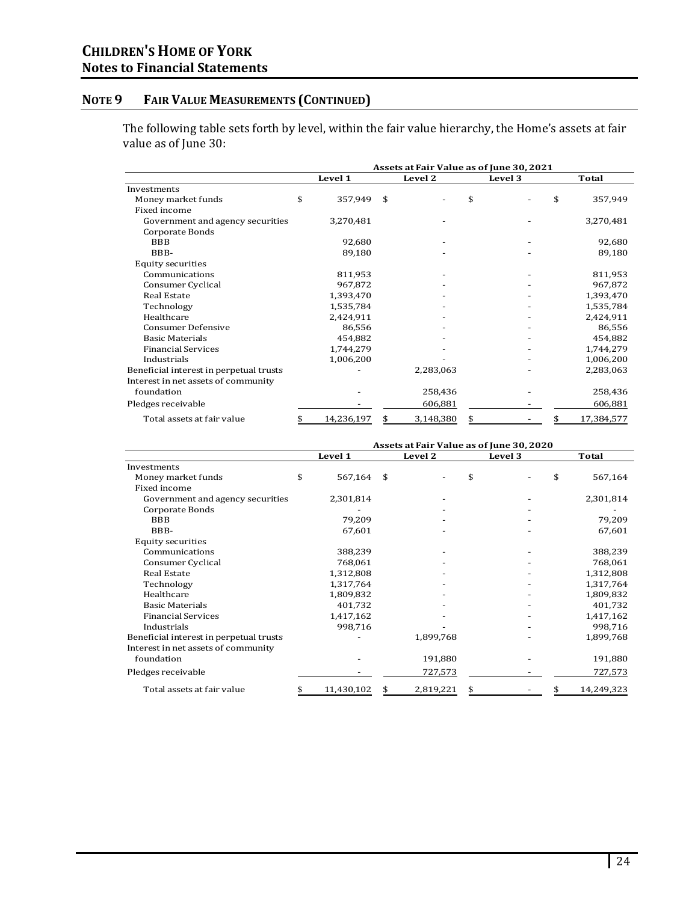## NOTE 9 FAIR VALUE MEASUREMENTS (CONTINUED)

The following table sets forth by level, within the fair value hierarchy, the Home's assets at fair value as of June 30:

| | Assets at Fair Value as of June 30, 2021 | | | |
|---|---|---|---|---|
| | Level 1 | Level 2 | Level 3 | Total |
| Investments | | | | |
| Money market funds | $ 357,949 | $ - | $ - | $ 357,949 |
| Fixed income | | | | |
| Government and agency securities | 3,270,481 | - | - | 3,270,481 |
| Corporate Bonds | | | | |
| BBB | 92,680 | - | - | 92,680 |
| BBB- | 89,180 | - | - | 89,180 |
| Equity securities | | | | |
| Communications | 811,953 | - | - | 811,953 |
| Consumer Cyclical | 967,872 | - | - | 967,872 |
| Real Estate | 1,393,470 | - | - | 1,393,470 |
| Technology | 1,535,784 | - | - | 1,535,784 |
| Healthcare | 2,424,911 | - | - | 2,424,911 |
| Consumer Defensive | 86,556 | - | - | 86,556 |
| Basic Materials | 454,882 | - | - | 454,882 |
| Financial Services | 1,744,279 | - | - | 1,744,279 |
| Industrials | 1,006,200 | - | - | 1,006,200 |
| Beneficial interest in perpetual trusts | - | 2,283,063 | - | 2,283,063 |
| Interest in net assets of community foundation | - | 258,436 | - | 258,436 |
| Pledges receivable | - | 606,881 | - | 606,881 |
| Total assets at fair value | $ 14,236,197 | $ 3,148,380 | $ - | $ 17,384,577 |

| | Assets at Fair Value as of June 30, 2020 | | | |
|---|---|---|---|---|
| | Level 1 | Level 2 | Level 3 | Total |
| Investments | | | | |
| Money market funds | $ 567,164 | $ - | $ - | $ 567,164 |
| Fixed income | | | | |
| Government and agency securities | 2,301,814 | - | - | 2,301,814 |
| Corporate Bonds | - | - | - | - |
| BBB | 79,209 | - | - | 79,209 |
| BBB- | 67,601 | - | - | 67,601 |
| Equity securities | | | | |
| Communications | 388,239 | - | - | 388,239 |
| Consumer Cyclical | 768,061 | - | - | 768,061 |
| Real Estate | 1,312,808 | - | - | 1,312,808 |
| Technology | 1,317,764 | - | - | 1,317,764 |
| Healthcare | 1,809,832 | - | - | 1,809,832 |
| Basic Materials | 401,732 | - | - | 401,732 |
| Financial Services | 1,417,162 | - | - | 1,417,162 |
| Industrials | 998,716 | - | - | 998,716 |
| Beneficial interest in perpetual trusts | - | 1,899,768 | - | 1,899,768 |
| Interest in net assets of community foundation | - | 191,880 | - | 191,880 |
| Pledges receivable | - | 727,573 | - | 727,573 |
| Total assets at fair value | $ 11,430,102 | $ 2,819,221 | $ - | $ 14,249,323 |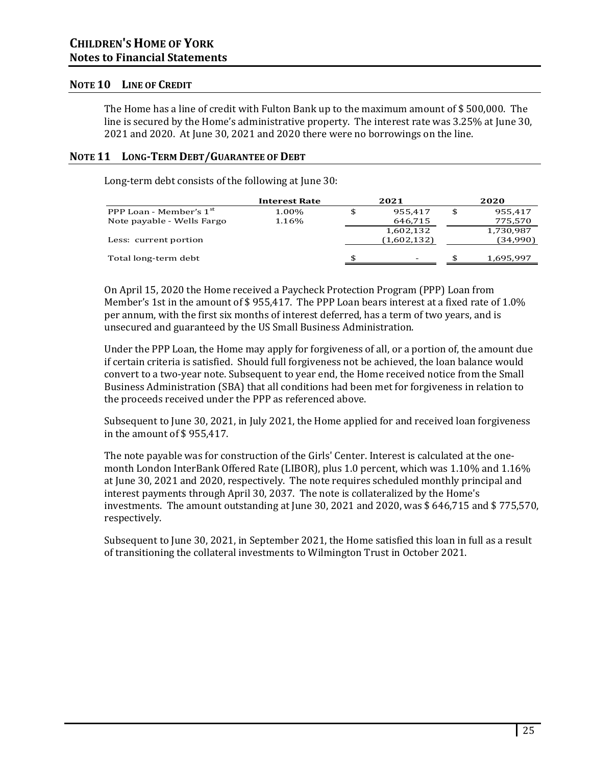## NOTE 10 LINE OF CREDIT

The Home has a line of credit with Fulton Bank up to the maximum amount of $ 500,000. The line is secured by the Home's administrative property. The interest rate was 3.25% at June 30, 2021 and 2020. At June 30, 2021 and 2020 there were no borrowings on the line.

## NOTE 11 LONG-TERM DEBT/GUARANTEE OF DEBT

Long-term debt consists of the following at June 30:

| | Interest Rate | 2021 | 2020 |
|---|---|---|---|
| PPP Loan - Member's 1st | 1.00% | $ 955,417 | $ 955,417 |
| Note payable - Wells Fargo | 1.16% | 646,715 | 775,570 |
| | | 1,602,132 | 1,730,987 |
| Less: current portion | | (1,602,132) | (34,990) |
| Total long-term debt | | $ - | $ 1,695,997 |

On April 15, 2020 the Home received a Paycheck Protection Program (PPP) Loan from Member's 1st in the amount of $ 955,417. The PPP Loan bears interest at a fixed rate of 1.0% per annum, with the first six months of interest deferred, has a term of two years, and is unsecured and guaranteed by the US Small Business Administration.

Under the PPP Loan, the Home may apply for forgiveness of all, or a portion of, the amount due if certain criteria is satisfied. Should full forgiveness not be achieved, the loan balance would convert to a two-year note. Subsequent to year end, the Home received notice from the Small Business Administration (SBA) that all conditions had been met for forgiveness in relation to the proceeds received under the PPP as referenced above.

Subsequent to June 30, 2021, in July 2021, the Home applied for and received loan forgiveness in the amount of $ 955,417.

The note payable was for construction of the Girls' Center. Interest is calculated at the one-month London InterBank Offered Rate (LIBOR), plus 1.0 percent, which was 1.10% and 1.16% at June 30, 2021 and 2020, respectively. The note requires scheduled monthly principal and interest payments through April 30, 2037. The note is collateralized by the Home's investments. The amount outstanding at June 30, 2021 and 2020, was $ 646,715 and $ 775,570, respectively.

Subsequent to June 30, 2021, in September 2021, the Home satisfied this loan in full as a result of transitioning the collateral investments to Wilmington Trust in October 2021.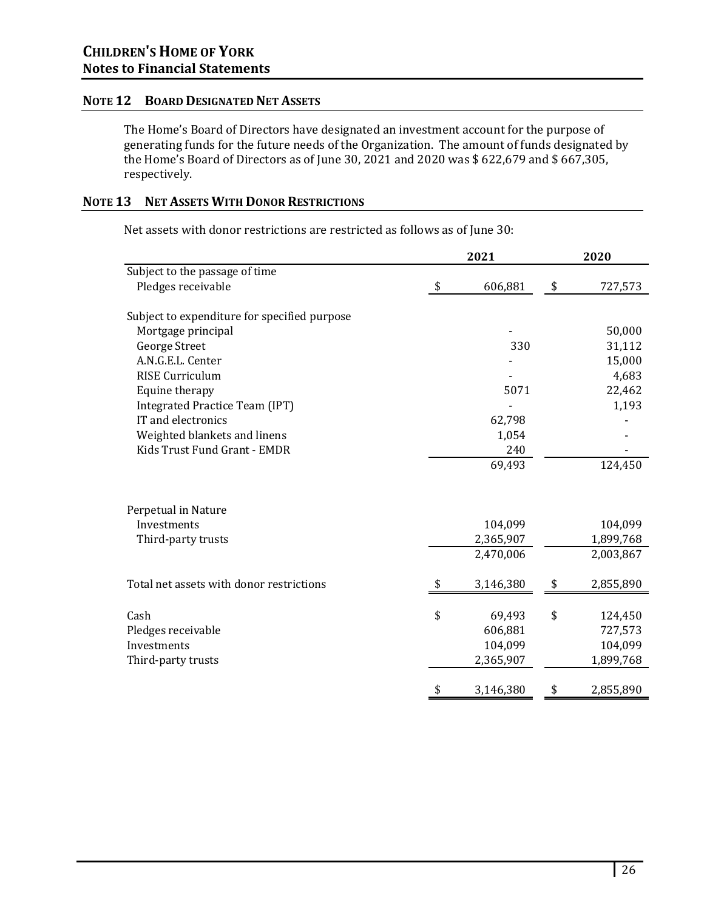## NOTE 12 BOARD DESIGNATED NET ASSETS

The Home's Board of Directors have designated an investment account for the purpose of generating funds for the future needs of the Organization. The amount of funds designated by the Home's Board of Directors as of June 30, 2021 and 2020 was $ 622,679 and $ 667,305, respectively.

## NOTE 13 NET ASSETS WITH DONOR RESTRICTIONS

Net assets with donor restrictions are restricted as follows as of June 30:

| | 2021 | 2020 |
|---|---|---|
| Subject to the passage of time | | |
| Pledges receivable | $ 606,881 | $ 727,573 |
| | | |
| Subject to expenditure for specified purpose | | |
| Mortgage principal | - | 50,000 |
| George Street | 330 | 31,112 |
| A.N.G.E.L. Center | - | 15,000 |
| RISE Curriculum | - | 4,683 |
| Equine therapy | 5071 | 22,462 |
| Integrated Practice Team (IPT) | - | 1,193 |
| IT and electronics | 62,798 | - |
| Weighted blankets and linens | 1,054 | - |
| Kids Trust Fund Grant - EMDR | 240 | - |
| | 69,493 | 124,450 |
| | | |
| Perpetual in Nature | | |
| Investments | 104,099 | 104,099 |
| Third-party trusts | 2,365,907 | 1,899,768 |
| | 2,470,006 | 2,003,867 |
| | | |
| Total net assets with donor restrictions | $ 3,146,380 | $ 2,855,890 |
| | | |
| Cash | $ 69,493 | $ 124,450 |
| Pledges receivable | 606,881 | 727,573 |
| Investments | 104,099 | 104,099 |
| Third-party trusts | 2,365,907 | 1,899,768 |
| | | |
| | $ 3,146,380 | $ 2,855,890 |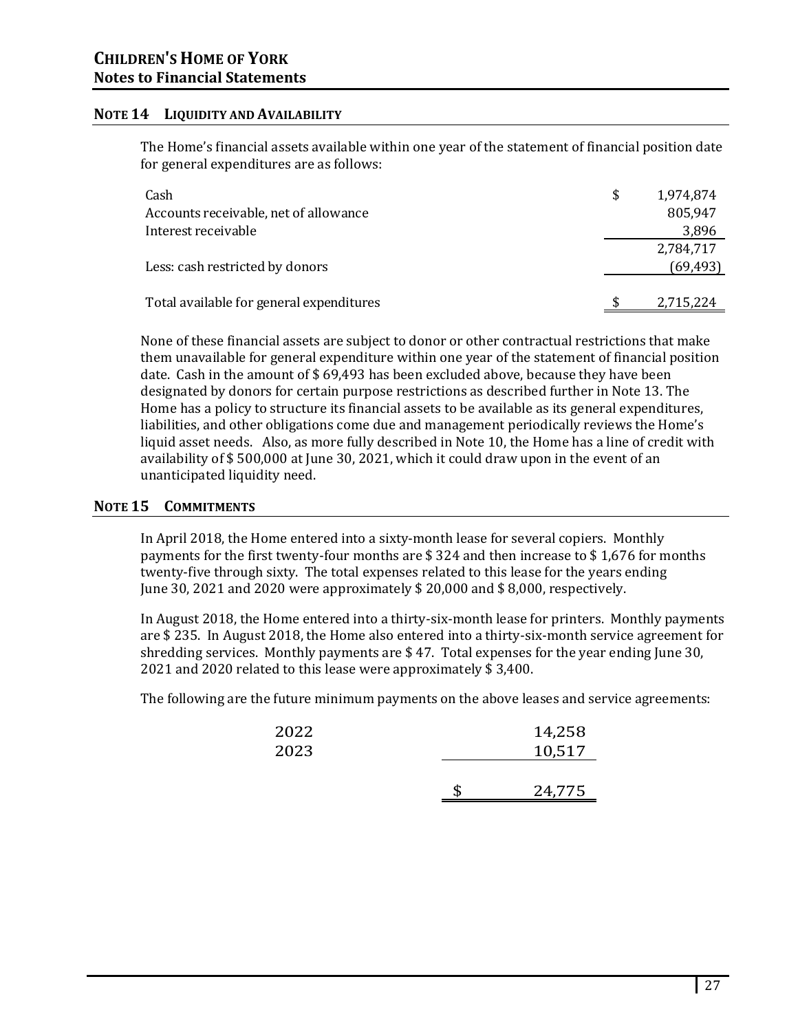## NOTE 14 LIQUIDITY AND AVAILABILITY

The Home's financial assets available within one year of the statement of financial position date for general expenditures are as follows:

| | |
|---|---|
| Cash | $ 1,974,874 |
| Accounts receivable, net of allowance | 805,947 |
| Interest receivable | 3,896 |
| | 2,784,717 |
| Less: cash restricted by donors | (69,493) |
| Total available for general expenditures | $ 2,715,224 |

None of these financial assets are subject to donor or other contractual restrictions that make them unavailable for general expenditure within one year of the statement of financial position date. Cash in the amount of $ 69,493 has been excluded above, because they have been designated by donors for certain purpose restrictions as described further in Note 13. The Home has a policy to structure its financial assets to be available as its general expenditures, liabilities, and other obligations come due and management periodically reviews the Home's liquid asset needs. Also, as more fully described in Note 10, the Home has a line of credit with availability of $ 500,000 at June 30, 2021, which it could draw upon in the event of an unanticipated liquidity need.

## NOTE 15 COMMITMENTS

In April 2018, the Home entered into a sixty-month lease for several copiers. Monthly payments for the first twenty-four months are $ 324 and then increase to $ 1,676 for months twenty-five through sixty. The total expenses related to this lease for the years ending June 30, 2021 and 2020 were approximately $ 20,000 and $ 8,000, respectively.

In August 2018, the Home entered into a thirty-six-month lease for printers. Monthly payments are $ 235. In August 2018, the Home also entered into a thirty-six-month service agreement for shredding services. Monthly payments are $ 47. Total expenses for the year ending June 30, 2021 and 2020 related to this lease were approximately $ 3,400.

The following are the future minimum payments on the above leases and service agreements:

| | |
|---|---|
| 2022 | 14,258 |
| 2023 | 10,517 |
| | $ 24,775 |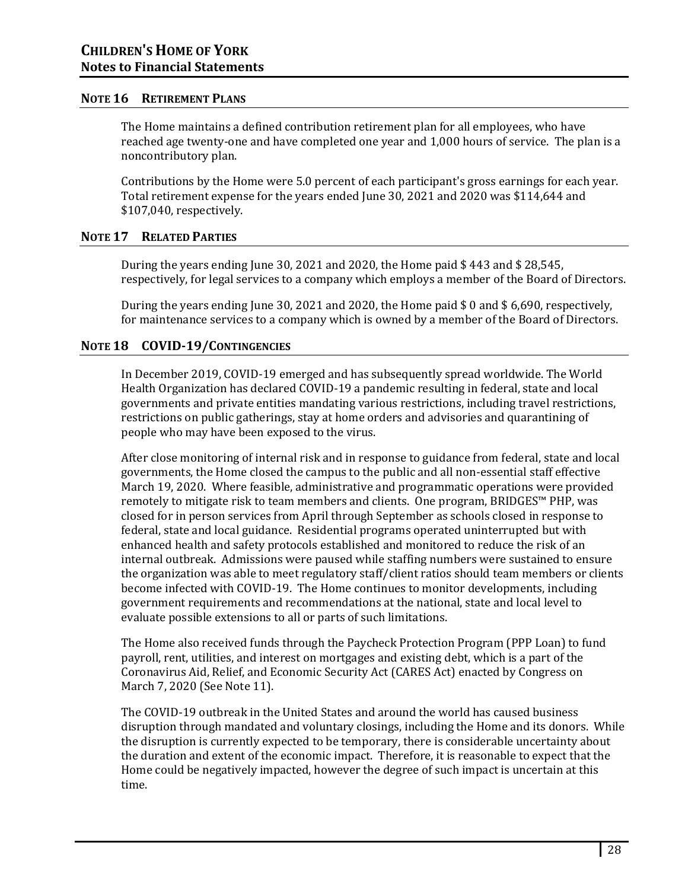## NOTE 16 RETIREMENT PLANS

The Home maintains a defined contribution retirement plan for all employees, who have reached age twenty-one and have completed one year and 1,000 hours of service. The plan is a noncontributory plan.

Contributions by the Home were 5.0 percent of each participant's gross earnings for each year. Total retirement expense for the years ended June 30, 2021 and 2020 was $114,644 and $107,040, respectively.

## NOTE 17 RELATED PARTIES

During the years ending June 30, 2021 and 2020, the Home paid $ 443 and $ 28,545, respectively, for legal services to a company which employs a member of the Board of Directors.

During the years ending June 30, 2021 and 2020, the Home paid $ 0 and $ 6,690, respectively, for maintenance services to a company which is owned by a member of the Board of Directors.

## NOTE 18 COVID-19/CONTINGENCIES

In December 2019, COVID-19 emerged and has subsequently spread worldwide. The World Health Organization has declared COVID-19 a pandemic resulting in federal, state and local governments and private entities mandating various restrictions, including travel restrictions, restrictions on public gatherings, stay at home orders and advisories and quarantining of people who may have been exposed to the virus.

After close monitoring of internal risk and in response to guidance from federal, state and local governments, the Home closed the campus to the public and all non-essential staff effective March 19, 2020. Where feasible, administrative and programmatic operations were provided remotely to mitigate risk to team members and clients. One program, BRIDGES™ PHP, was closed for in person services from April through September as schools closed in response to federal, state and local guidance. Residential programs operated uninterrupted but with enhanced health and safety protocols established and monitored to reduce the risk of an internal outbreak. Admissions were paused while staffing numbers were sustained to ensure the organization was able to meet regulatory staff/client ratios should team members or clients become infected with COVID-19. The Home continues to monitor developments, including government requirements and recommendations at the national, state and local level to evaluate possible extensions to all or parts of such limitations.

The Home also received funds through the Paycheck Protection Program (PPP Loan) to fund payroll, rent, utilities, and interest on mortgages and existing debt, which is a part of the Coronavirus Aid, Relief, and Economic Security Act (CARES Act) enacted by Congress on March 7, 2020 (See Note 11).

The COVID-19 outbreak in the United States and around the world has caused business disruption through mandated and voluntary closings, including the Home and its donors. While the disruption is currently expected to be temporary, there is considerable uncertainty about the duration and extent of the economic impact. Therefore, it is reasonable to expect that the Home could be negatively impacted, however the degree of such impact is uncertain at this time.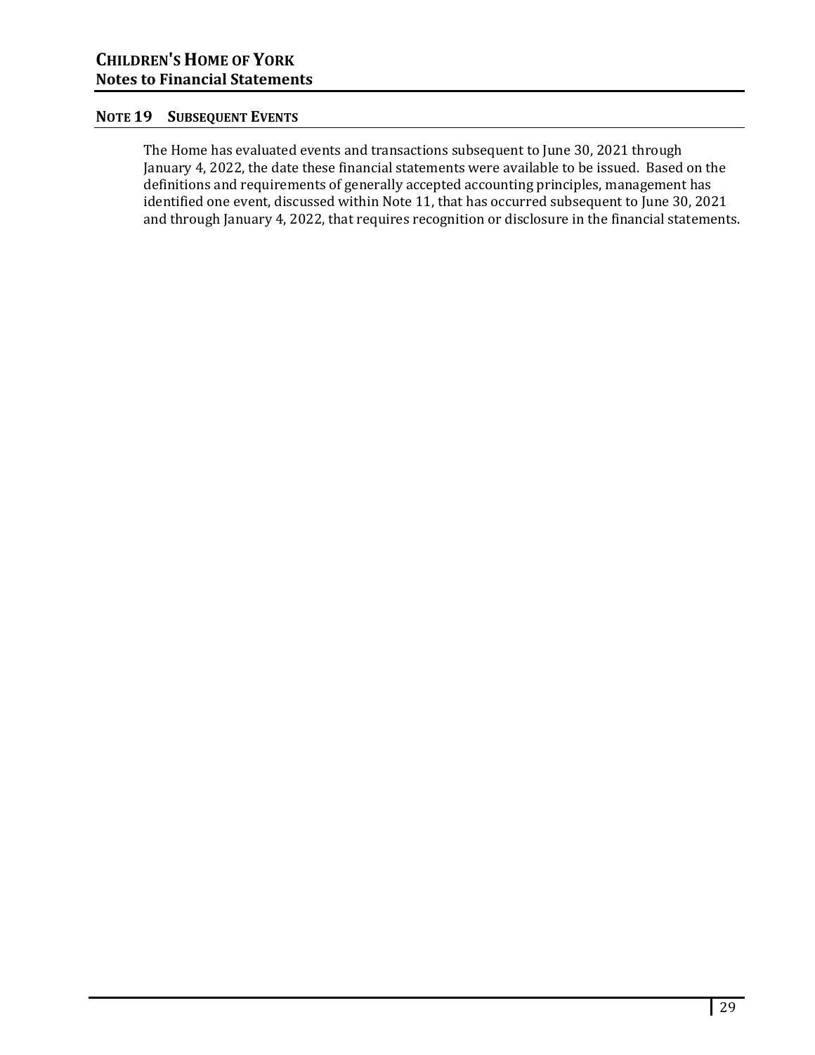## NOTE 19 SUBSEQUENT EVENTS

The Home has evaluated events and transactions subsequent to June 30, 2021 through January 4, 2022, the date these financial statements were available to be issued. Based on the definitions and requirements of generally accepted accounting principles, management has identified one event, discussed within Note 11, that has occurred subsequent to June 30, 2021 and through January 4, 2022, that requires recognition or disclosure in the financial statements.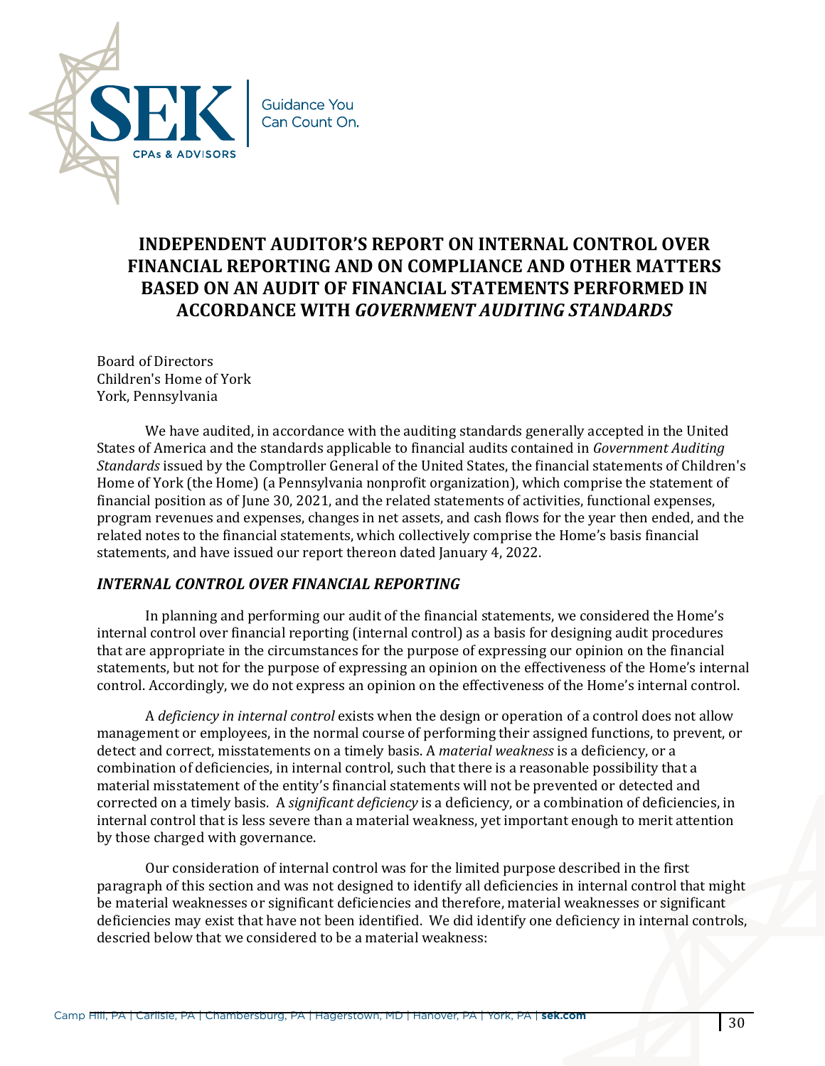# INDEPENDENT AUDITOR'S REPORT ON INTERNAL CONTROL OVER FINANCIAL REPORTING AND ON COMPLIANCE AND OTHER MATTERS BASED ON AN AUDIT OF FINANCIAL STATEMENTS PERFORMED IN ACCORDANCE WITH *GOVERNMENT AUDITING STANDARDS*

Board of Directors
Children's Home of York
York, Pennsylvania

We have audited, in accordance with the auditing standards generally accepted in the United States of America and the standards applicable to financial audits contained in *Government Auditing Standards* issued by the Comptroller General of the United States, the financial statements of Children's Home of York (the Home) (a Pennsylvania nonprofit organization), which comprise the statement of financial position as of June 30, 2021, and the related statements of activities, functional expenses, program revenues and expenses, changes in net assets, and cash flows for the year then ended, and the related notes to the financial statements, which collectively comprise the Home's basis financial statements, and have issued our report thereon dated January 4, 2022.

## *INTERNAL CONTROL OVER FINANCIAL REPORTING*

In planning and performing our audit of the financial statements, we considered the Home's internal control over financial reporting (internal control) as a basis for designing audit procedures that are appropriate in the circumstances for the purpose of expressing our opinion on the financial statements, but not for the purpose of expressing an opinion on the effectiveness of the Home's internal control. Accordingly, we do not express an opinion on the effectiveness of the Home's internal control.

A *deficiency in internal control* exists when the design or operation of a control does not allow management or employees, in the normal course of performing their assigned functions, to prevent, or detect and correct, misstatements on a timely basis. A *material weakness* is a deficiency, or a combination of deficiencies, in internal control, such that there is a reasonable possibility that a material misstatement of the entity's financial statements will not be prevented or detected and corrected on a timely basis. A *significant deficiency* is a deficiency, or a combination of deficiencies, in internal control that is less severe than a material weakness, yet important enough to merit attention by those charged with governance.

Our consideration of internal control was for the limited purpose described in the first paragraph of this section and was not designed to identify all deficiencies in internal control that might be material weaknesses or significant deficiencies and therefore, material weaknesses or significant deficiencies may exist that have not been identified. We did identify one deficiency in internal controls, descried below that we considered to be a material weakness: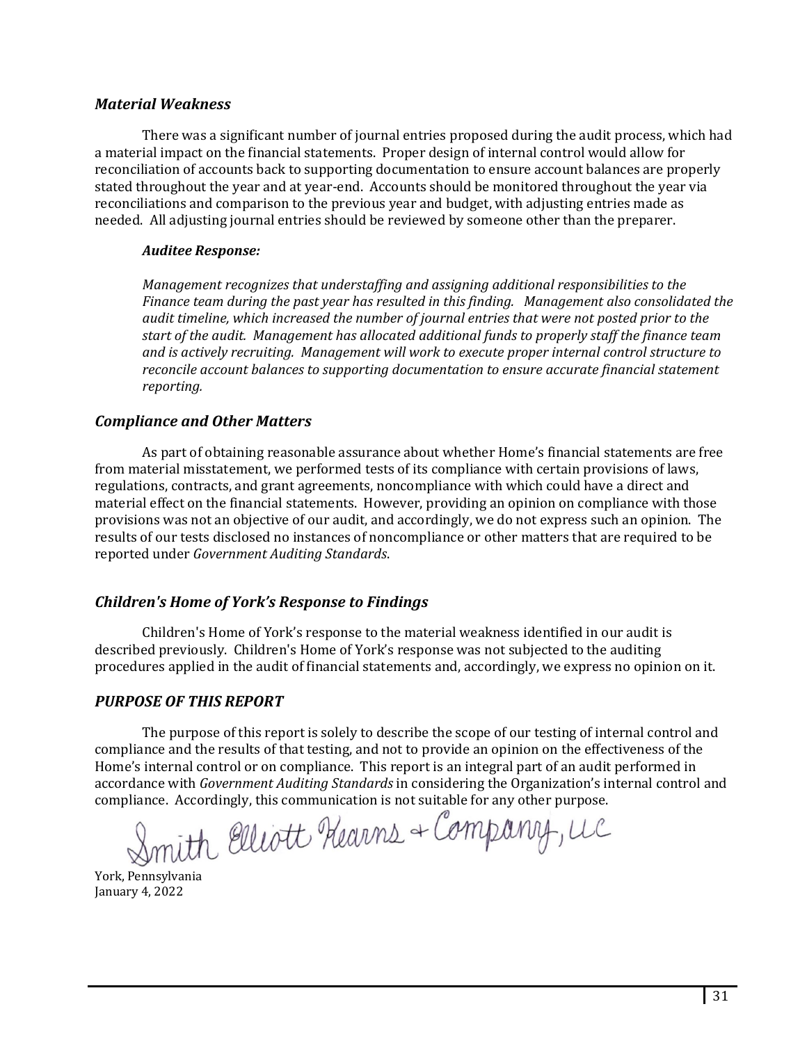### *Material Weakness*

There was a significant number of journal entries proposed during the audit process, which had a material impact on the financial statements. Proper design of internal control would allow for reconciliation of accounts back to supporting documentation to ensure account balances are properly stated throughout the year and at year-end. Accounts should be monitored throughout the year via reconciliations and comparison to the previous year and budget, with adjusting entries made as needed. All adjusting journal entries should be reviewed by someone other than the preparer.

***Auditee Response:***

*Management recognizes that understaffing and assigning additional responsibilities to the Finance team during the past year has resulted in this finding. Management also consolidated the audit timeline, which increased the number of journal entries that were not posted prior to the start of the audit. Management has allocated additional funds to properly staff the finance team and is actively recruiting. Management will work to execute proper internal control structure to reconcile account balances to supporting documentation to ensure accurate financial statement reporting.*

### *Compliance and Other Matters*

As part of obtaining reasonable assurance about whether Home's financial statements are free from material misstatement, we performed tests of its compliance with certain provisions of laws, regulations, contracts, and grant agreements, noncompliance with which could have a direct and material effect on the financial statements. However, providing an opinion on compliance with those provisions was not an objective of our audit, and accordingly, we do not express such an opinion. The results of our tests disclosed no instances of noncompliance or other matters that are required to be reported under *Government Auditing Standards*.

### *Children's Home of York's Response to Findings*

Children's Home of York's response to the material weakness identified in our audit is described previously. Children's Home of York's response was not subjected to the auditing procedures applied in the audit of financial statements and, accordingly, we express no opinion on it.

### *PURPOSE OF THIS REPORT*

The purpose of this report is solely to describe the scope of our testing of internal control and compliance and the results of that testing, and not to provide an opinion on the effectiveness of the Home's internal control or on compliance. This report is an integral part of an audit performed in accordance with *Government Auditing Standards* in considering the Organization's internal control and compliance. Accordingly, this communication is not suitable for any other purpose.

Smith Elliott Kearns & Company, LLC

York, Pennsylvania
January 4, 2022